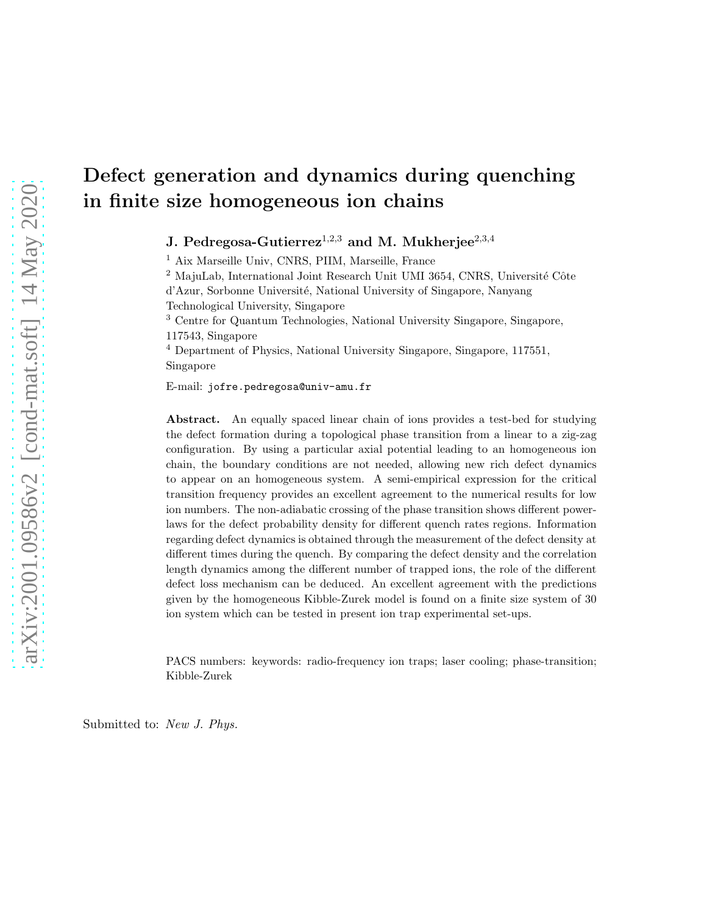# Defect generation and dynamics during quenching in finite size homogeneous ion chains

**J. Pedregosa-Gutierrez**[1,2,3] **and M. Mukherjee**[2,3,4]

[1] Aix Marseille Univ, CNRS, PIIM, Marseille, France

[2] MajuLab, International Joint Research Unit UMI 3654, CNRS, Université Côte d'Azur, Sorbonne Université, National University of Singapore, Nanyang Technological University, Singapore

[3] Centre for Quantum Technologies, National University Singapore, Singapore, 117543, Singapore

[4] Department of Physics, National University Singapore, Singapore, 117551, Singapore

E-mail: jofre.pedregosa@univ-amu.fr

**Abstract.** An equally spaced linear chain of ions provides a test-bed for studying the defect formation during a topological phase transition from a linear to a zig-zag configuration. By using a particular axial potential leading to an homogeneous ion chain, the boundary conditions are not needed, allowing new rich defect dynamics to appear on an homogeneous system. A semi-empirical expression for the critical transition frequency provides an excellent agreement to the numerical results for low ion numbers. The non-adiabatic crossing of the phase transition shows different power-laws for the defect probability density for different quench rates regions. Information regarding defect dynamics is obtained through the measurement of the defect density at different times during the quench. By comparing the defect density and the correlation length dynamics among the different number of trapped ions, the role of the different defect loss mechanism can be deduced. An excellent agreement with the predictions given by the homogeneous Kibble-Zurek model is found on a finite size system of 30 ion system which can be tested in present ion trap experimental set-ups.

PACS numbers: keywords: radio-frequency ion traps; laser cooling; phase-transition; Kibble-Zurek

Submitted to: *New J. Phys.*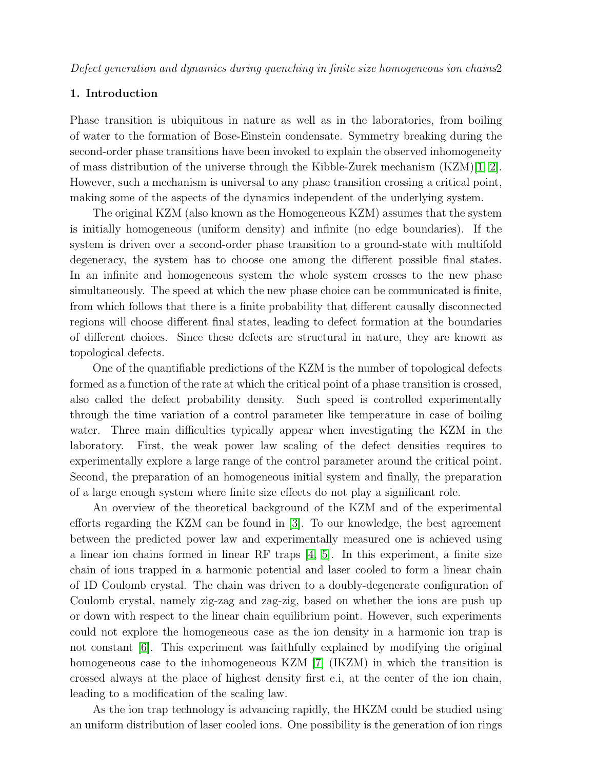## 1. Introduction

Phase transition is ubiquitous in nature as well as in the laboratories, from boiling of water to the formation of Bose-Einstein condensate. Symmetry breaking during the second-order phase transitions have been invoked to explain the observed inhomogeneity of mass distribution of the universe through the Kibble-Zurek mechanism (KZM)[1, 2]. However, such a mechanism is universal to any phase transition crossing a critical point, making some of the aspects of the dynamics independent of the underlying system.

The original KZM (also known as the Homogeneous KZM) assumes that the system is initially homogeneous (uniform density) and infinite (no edge boundaries). If the system is driven over a second-order phase transition to a ground-state with multifold degeneracy, the system has to choose one among the different possible final states. In an infinite and homogeneous system the whole system crosses to the new phase simultaneously. The speed at which the new phase choice can be communicated is finite, from which follows that there is a finite probability that different causally disconnected regions will choose different final states, leading to defect formation at the boundaries of different choices. Since these defects are structural in nature, they are known as topological defects.

One of the quantifiable predictions of the KZM is the number of topological defects formed as a function of the rate at which the critical point of a phase transition is crossed, also called the defect probability density. Such speed is controlled experimentally through the time variation of a control parameter like temperature in case of boiling water. Three main difficulties typically appear when investigating the KZM in the laboratory. First, the weak power law scaling of the defect densities requires to experimentally explore a large range of the control parameter around the critical point. Second, the preparation of an homogeneous initial system and finally, the preparation of a large enough system where finite size effects do not play a significant role.

An overview of the theoretical background of the KZM and of the experimental efforts regarding the KZM can be found in [3]. To our knowledge, the best agreement between the predicted power law and experimentally measured one is achieved using a linear ion chains formed in linear RF traps [4, 5]. In this experiment, a finite size chain of ions trapped in a harmonic potential and laser cooled to form a linear chain of 1D Coulomb crystal. The chain was driven to a doubly-degenerate configuration of Coulomb crystal, namely zig-zag and zag-zig, based on whether the ions are push up or down with respect to the linear chain equilibrium point. However, such experiments could not explore the homogeneous case as the ion density in a harmonic ion trap is not constant [6]. This experiment was faithfully explained by modifying the original homogeneous case to the inhomogeneous KZM [7] (IKZM) in which the transition is crossed always at the place of highest density first e.i, at the center of the ion chain, leading to a modification of the scaling law.

As the ion trap technology is advancing rapidly, the HKZM could be studied using an uniform distribution of laser cooled ions. One possibility is the generation of ion rings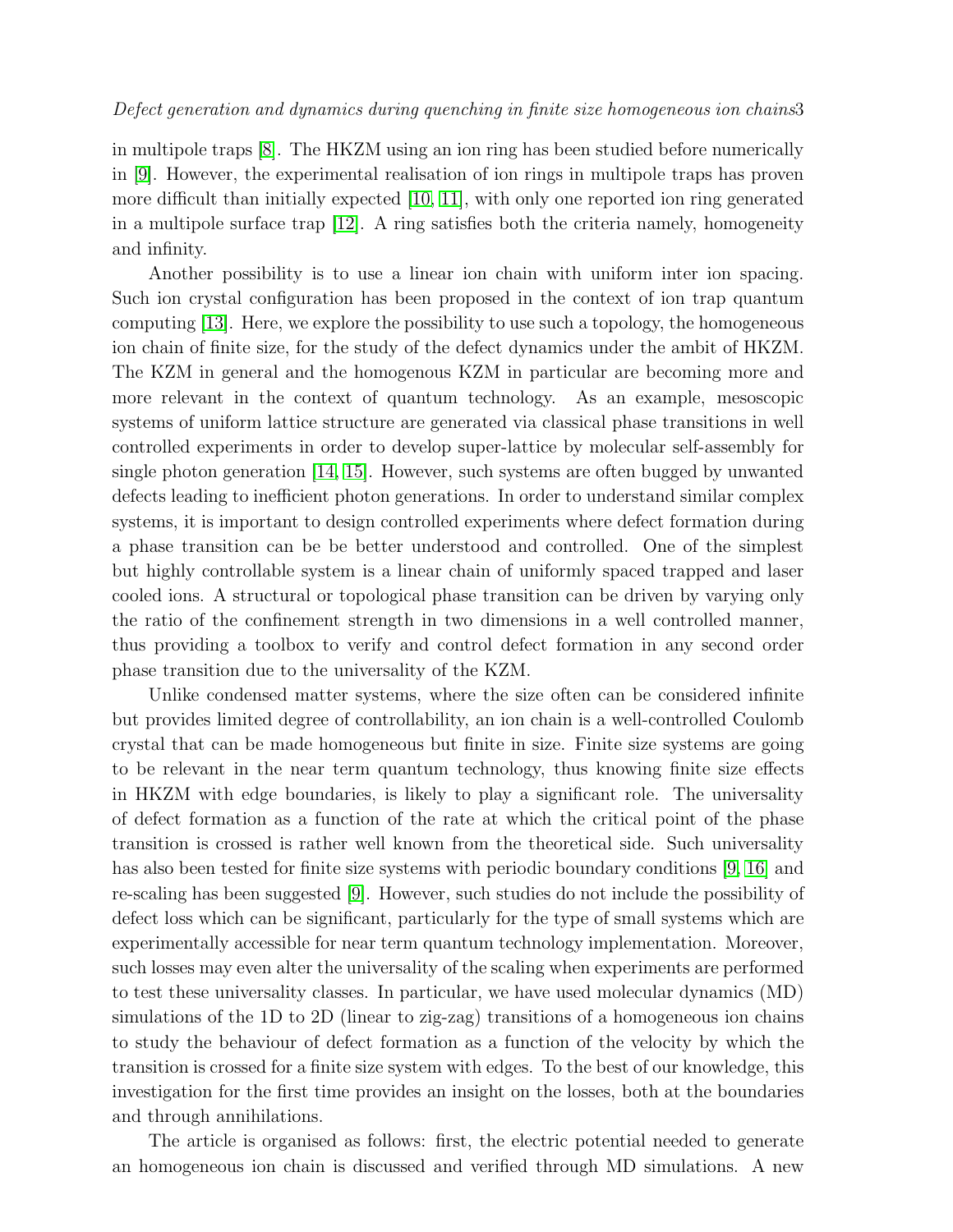in multipole traps [8]. The HKZM using an ion ring has been studied before numerically in [9]. However, the experimental realisation of ion rings in multipole traps has proven more difficult than initially expected [10, 11], with only one reported ion ring generated in a multipole surface trap [12]. A ring satisfies both the criteria namely, homogeneity and infinity.

Another possibility is to use a linear ion chain with uniform inter ion spacing. Such ion crystal configuration has been proposed in the context of ion trap quantum computing [13]. Here, we explore the possibility to use such a topology, the homogeneous ion chain of finite size, for the study of the defect dynamics under the ambit of HKZM. The KZM in general and the homogenous KZM in particular are becoming more and more relevant in the context of quantum technology. As an example, mesoscopic systems of uniform lattice structure are generated via classical phase transitions in well controlled experiments in order to develop super-lattice by molecular self-assembly for single photon generation [14, 15]. However, such systems are often bugged by unwanted defects leading to inefficient photon generations. In order to understand similar complex systems, it is important to design controlled experiments where defect formation during a phase transition can be be better understood and controlled. One of the simplest but highly controllable system is a linear chain of uniformly spaced trapped and laser cooled ions. A structural or topological phase transition can be driven by varying only the ratio of the confinement strength in two dimensions in a well controlled manner, thus providing a toolbox to verify and control defect formation in any second order phase transition due to the universality of the KZM.

Unlike condensed matter systems, where the size often can be considered infinite but provides limited degree of controllability, an ion chain is a well-controlled Coulomb crystal that can be made homogeneous but finite in size. Finite size systems are going to be relevant in the near term quantum technology, thus knowing finite size effects in HKZM with edge boundaries, is likely to play a significant role. The universality of defect formation as a function of the rate at which the critical point of the phase transition is crossed is rather well known from the theoretical side. Such universality has also been tested for finite size systems with periodic boundary conditions [9, 16] and re-scaling has been suggested [9]. However, such studies do not include the possibility of defect loss which can be significant, particularly for the type of small systems which are experimentally accessible for near term quantum technology implementation. Moreover, such losses may even alter the universality of the scaling when experiments are performed to test these universality classes. In particular, we have used molecular dynamics (MD) simulations of the 1D to 2D (linear to zig-zag) transitions of a homogeneous ion chains to study the behaviour of defect formation as a function of the velocity by which the transition is crossed for a finite size system with edges. To the best of our knowledge, this investigation for the first time provides an insight on the losses, both at the boundaries and through annihilations.

The article is organised as follows: first, the electric potential needed to generate an homogeneous ion chain is discussed and verified through MD simulations. A new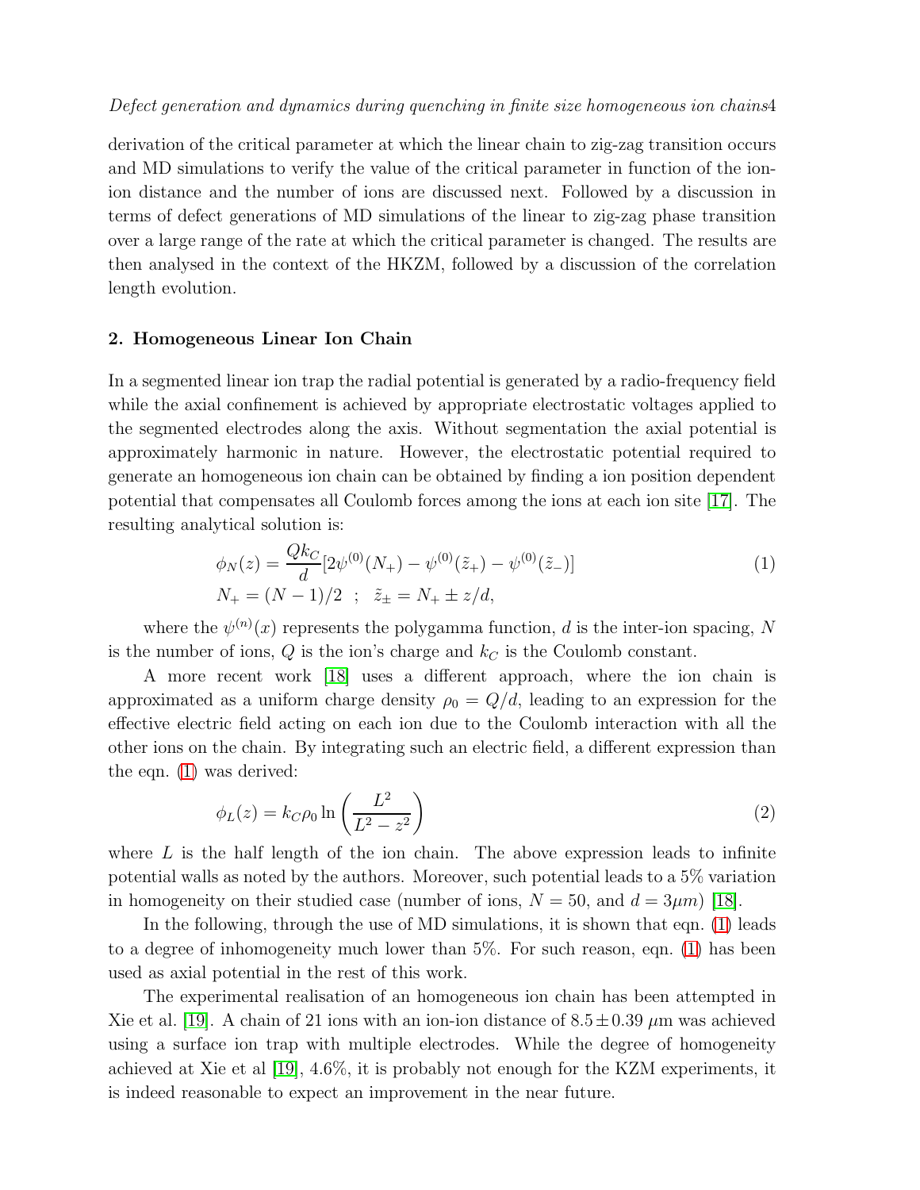derivation of the critical parameter at which the linear chain to zig-zag transition occurs and MD simulations to verify the value of the critical parameter in function of the ion-ion distance and the number of ions are discussed next. Followed by a discussion in terms of defect generations of MD simulations of the linear to zig-zag phase transition over a large range of the rate at which the critical parameter is changed. The results are then analysed in the context of the HKZM, followed by a discussion of the correlation length evolution.

## 2. Homogeneous Linear Ion Chain

In a segmented linear ion trap the radial potential is generated by a radio-frequency field while the axial confinement is achieved by appropriate electrostatic voltages applied to the segmented electrodes along the axis. Without segmentation the axial potential is approximately harmonic in nature. However, the electrostatic potential required to generate an homogeneous ion chain can be obtained by finding a ion position dependent potential that compensates all Coulomb forces among the ions at each ion site [17]. The resulting analytical solution is:

$$\phi_N(z) = \frac{Qk_C}{d}[2\psi^{(0)}(N_+) - \psi^{(0)}(\tilde{z}_+) - \psi^{(0)}(\tilde{z}_-)] \tag{1}$$
$$N_+ = (N-1)/2 \quad ; \quad \tilde{z}_\pm = N_+ \pm z/d,$$

where the $\psi^{(n)}(x)$ represents the polygamma function, $d$ is the inter-ion spacing, $N$ is the number of ions, $Q$ is the ion's charge and $k_C$ is the Coulomb constant.

A more recent work [18] uses a different approach, where the ion chain is approximated as a uniform charge density $\rho_0 = Q/d$, leading to an expression for the effective electric field acting on each ion due to the Coulomb interaction with all the other ions on the chain. By integrating such an electric field, a different expression than the eqn. (1) was derived:

$$\phi_L(z) = k_C\rho_0 \ln\left(\frac{L^2}{L^2 - z^2}\right) \tag{2}$$

where $L$ is the half length of the ion chain. The above expression leads to infinite potential walls as noted by the authors. Moreover, such potential leads to a 5% variation in homogeneity on their studied case (number of ions, $N = 50$, and $d = 3\mu m$) [18].

In the following, through the use of MD simulations, it is shown that eqn. (1) leads to a degree of inhomogeneity much lower than 5%. For such reason, eqn. (1) has been used as axial potential in the rest of this work.

The experimental realisation of an homogeneous ion chain has been attempted in Xie et al. [19]. A chain of 21 ions with an ion-ion distance of $8.5 \pm 0.39$ $\mu$m was achieved using a surface ion trap with multiple electrodes. While the degree of homogeneity achieved at Xie et al [19], 4.6%, it is probably not enough for the KZM experiments, it is indeed reasonable to expect an improvement in the near future.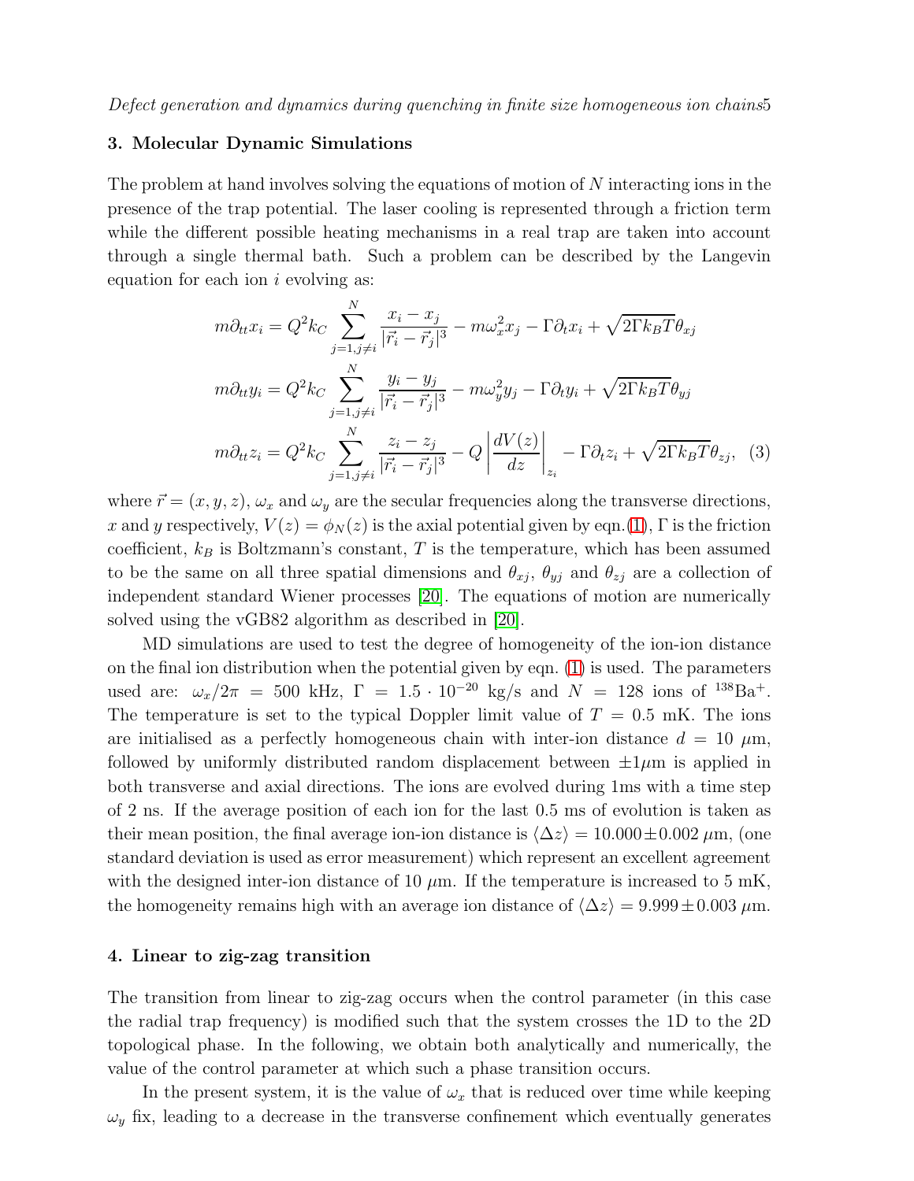## 3. Molecular Dynamic Simulations

The problem at hand involves solving the equations of motion of $N$ interacting ions in the presence of the trap potential. The laser cooling is represented through a friction term while the different possible heating mechanisms in a real trap are taken into account through a single thermal bath. Such a problem can be described by the Langevin equation for each ion $i$ evolving as:

$$
\begin{aligned}
m\partial_{tt}x_i &= Q^2 k_C \sum_{j=1, j\neq i}^{N} \frac{x_i - x_j}{|\vec{r}_i - \vec{r}_j|^3} - m\omega_x^2 x_j - \Gamma \partial_t x_i + \sqrt{2\Gamma k_B T}\theta_{xj} \\
m\partial_{tt}y_i &= Q^2 k_C \sum_{j=1, j\neq i}^{N} \frac{y_i - y_j}{|\vec{r}_i - \vec{r}_j|^3} - m\omega_y^2 y_j - \Gamma \partial_t y_i + \sqrt{2\Gamma k_B T}\theta_{yj} \\
m\partial_{tt}z_i &= Q^2 k_C \sum_{j=1, j\neq i}^{N} \frac{z_i - z_j}{|\vec{r}_i - \vec{r}_j|^3} - Q\left|\frac{dV(z)}{dz}\right|_{z_i} - \Gamma \partial_t z_i + \sqrt{2\Gamma k_B T}\theta_{zj}, \quad (3)
\end{aligned}
$$

where $\vec{r} = (x, y, z)$, $\omega_x$ and $\omega_y$ are the secular frequencies along the transverse directions, $x$ and $y$ respectively, $V(z) = \phi_N(z)$ is the axial potential given by eqn.(1), $\Gamma$ is the friction coefficient, $k_B$ is Boltzmann's constant, $T$ is the temperature, which has been assumed to be the same on all three spatial dimensions and $\theta_{xj}$, $\theta_{yj}$ and $\theta_{zj}$ are a collection of independent standard Wiener processes [20]. The equations of motion are numerically solved using the vGB82 algorithm as described in [20].

MD simulations are used to test the degree of homogeneity of the ion-ion distance on the final ion distribution when the potential given by eqn. (1) is used. The parameters used are: $\omega_x/2\pi = 500$ kHz, $\Gamma = 1.5 \cdot 10^{-20}$ kg/s and $N = 128$ ions of $^{138}Ba^{+}$. The temperature is set to the typical Doppler limit value of $T = 0.5$ mK. The ions are initialised as a perfectly homogeneous chain with inter-ion distance $d = 10$ $\mu$m, followed by uniformly distributed random displacement between $\pm 1\mu$m is applied in both transverse and axial directions. The ions are evolved during 1ms with a time step of 2 ns. If the average position of each ion for the last 0.5 ms of evolution is taken as their mean position, the final average ion-ion distance is $\langle \Delta z \rangle = 10.000 \pm 0.002$ $\mu$m, (one standard deviation is used as error measurement) which represent an excellent agreement with the designed inter-ion distance of 10 $\mu$m. If the temperature is increased to 5 mK, the homogeneity remains high with an average ion distance of $\langle \Delta z \rangle = 9.999 \pm 0.003$ $\mu$m.

## 4. Linear to zig-zag transition

The transition from linear to zig-zag occurs when the control parameter (in this case the radial trap frequency) is modified such that the system crosses the 1D to the 2D topological phase. In the following, we obtain both analytically and numerically, the value of the control parameter at which such a phase transition occurs.

In the present system, it is the value of $\omega_x$ that is reduced over time while keeping $\omega_y$ fix, leading to a decrease in the transverse confinement which eventually generates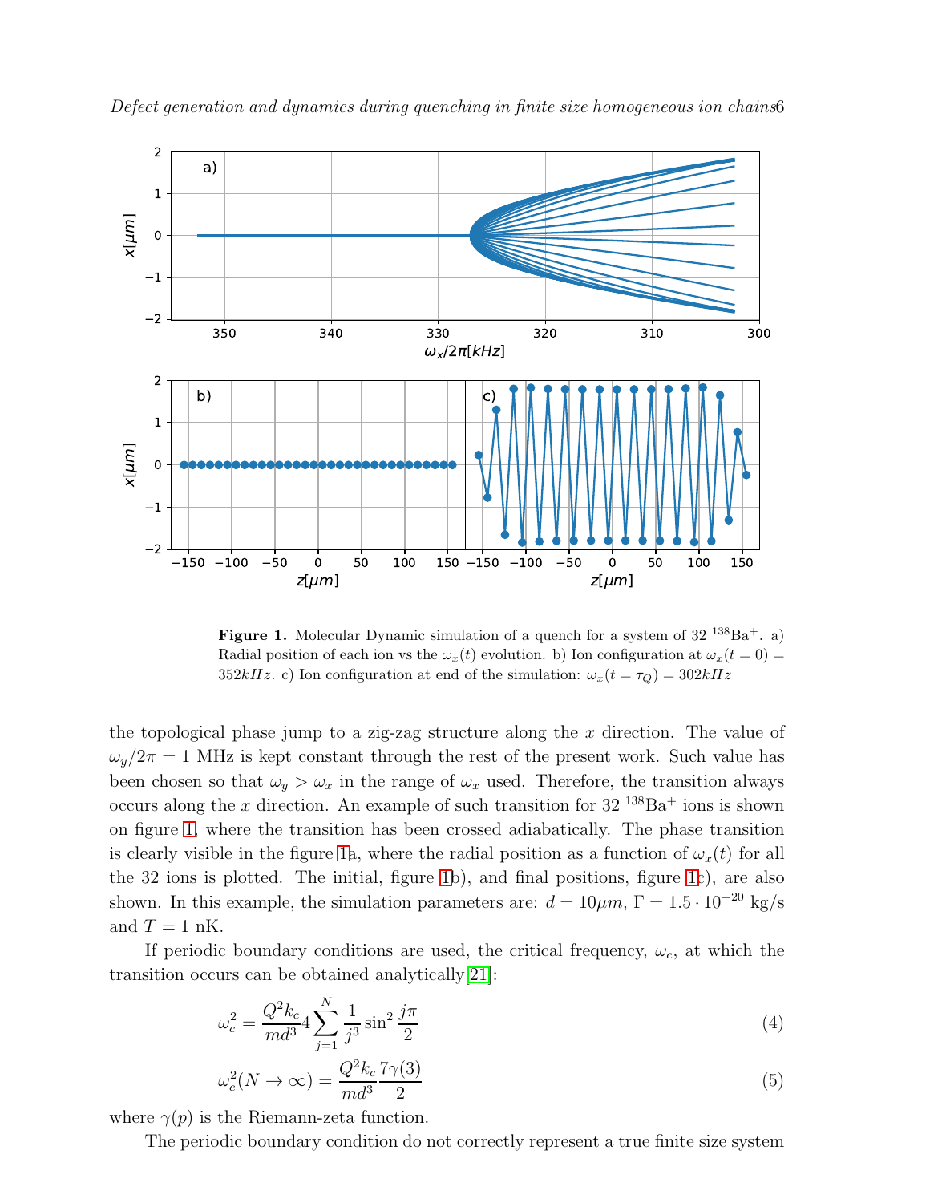**Figure 1.** Molecular Dynamic simulation of a quench for a system of 32 $^{138}$Ba$^+$. a) Radial position of each ion vs the $\omega_x(t)$ evolution. b) Ion configuration at $\omega_x(t=0) = 352kHz$. c) Ion configuration at end of the simulation: $\omega_x(t=\tau_Q) = 302kHz$

the topological phase jump to a zig-zag structure along the $x$ direction. The value of $\omega_y/2\pi = 1$ MHz is kept constant through the rest of the present work. Such value has been chosen so that $\omega_y > \omega_x$ in the range of $\omega_x$ used. Therefore, the transition always occurs along the $x$ direction. An example of such transition for 32 $^{138}$Ba$^+$ ions is shown on figure 1, where the transition has been crossed adiabatically. The phase transition is clearly visible in the figure 1a, where the radial position as a function of $\omega_x(t)$ for all the 32 ions is plotted. The initial, figure 1b), and final positions, figure 1c), are also shown. In this example, the simulation parameters are: $d = 10\mu m$, $\Gamma = 1.5 \cdot 10^{-20}$ kg/s and $T = 1$ nK.

If periodic boundary conditions are used, the critical frequency, $\omega_c$, at which the transition occurs can be obtained analytically[21]:

$$\omega_c^2 = \frac{Q^2 k_c}{md^3} 4 \sum_{j=1}^{N} \frac{1}{j^3} \sin^2 \frac{j\pi}{2} \tag{4}$$

$$\omega_c^2(N \to \infty) = \frac{Q^2 k_c}{md^3} \frac{7\gamma(3)}{2} \tag{5}$$

where $\gamma(p)$ is the Riemann-zeta function.

The periodic boundary condition do not correctly represent a true finite size system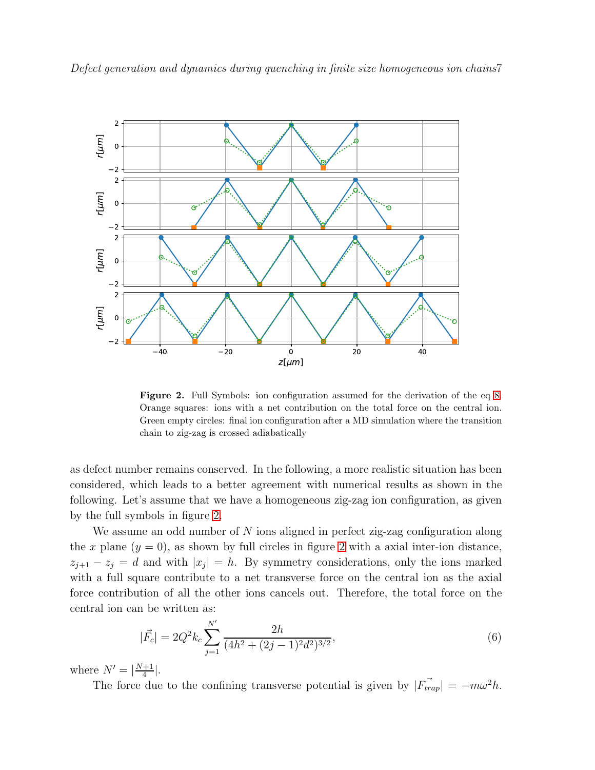**Figure 2.** Full Symbols: ion configuration assumed for the derivation of the eq 8. Orange squares: ions with a net contribution on the total force on the central ion. Green empty circles: final ion configuration after a MD simulation where the transition chain to zig-zag is crossed adiabatically

as defect number remains conserved. In the following, a more realistic situation has been considered, which leads to a better agreement with numerical results as shown in the following. Let's assume that we have a homogeneous zig-zag ion configuration, as given by the full symbols in figure 2.

We assume an odd number of $N$ ions aligned in perfect zig-zag configuration along the $x$ plane ($y = 0$), as shown by full circles in figure 2 with a axial inter-ion distance, $z_{j+1} - z_j = d$ and with $|x_j| = h$. By symmetry considerations, only the ions marked with a full square contribute to a net transverse force on the central ion as the axial force contribution of all the other ions cancels out. Therefore, the total force on the central ion can be written as:

$$|\vec{F_c}| = 2Q^2 k_c \sum_{j=1}^{N'} \frac{2h}{(4h^2 + (2j-1)^2 d^2)^{3/2}}, \tag{6}$$

where $N' = |\frac{N+1}{4}|$.

The force due to the confining transverse potential is given by $|\vec{F_{trap}}| = -m\omega^2 h$.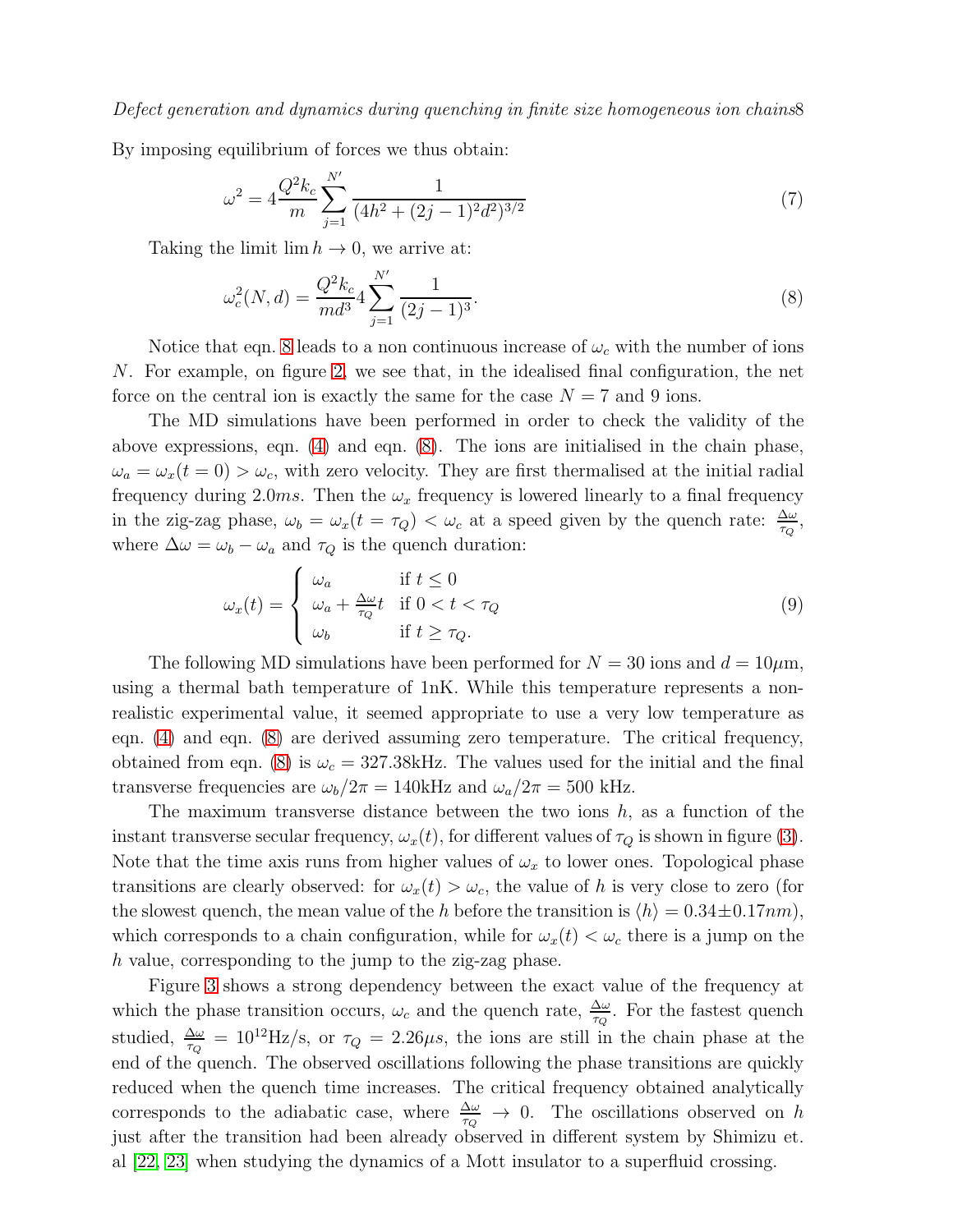By imposing equilibrium of forces we thus obtain:

$$\omega^2 = 4\frac{Q^2 k_c}{m}\sum_{j=1}^{N'}\frac{1}{(4h^2+(2j-1)^2d^2)^{3/2}} \tag{7}$$

Taking the limit $\lim h \to 0$, we arrive at:

$$\omega_c^2(N,d) = \frac{Q^2 k_c}{md^3}4\sum_{j=1}^{N'}\frac{1}{(2j-1)^3}. \tag{8}$$

Notice that eqn. 8 leads to a non continuous increase of $\omega_c$ with the number of ions $N$. For example, on figure 2, we see that, in the idealised final configuration, the net force on the central ion is exactly the same for the case $N = 7$ and 9 ions.

The MD simulations have been performed in order to check the validity of the above expressions, eqn. (4) and eqn. (8). The ions are initialised in the chain phase, $\omega_a = \omega_x(t=0) > \omega_c$, with zero velocity. They are first thermalised at the initial radial frequency during $2.0ms$. Then the $\omega_x$ frequency is lowered linearly to a final frequency in the zig-zag phase, $\omega_b = \omega_x(t=\tau_Q) < \omega_c$ at a speed given by the quench rate: $\frac{\Delta\omega}{\tau_Q}$, where $\Delta\omega = \omega_b - \omega_a$ and $\tau_Q$ is the quench duration:

$$\omega_x(t) = \begin{cases} \omega_a & \text{if } t \le 0 \\ \omega_a + \frac{\Delta\omega}{\tau_Q}t & \text{if } 0 < t < \tau_Q \\ \omega_b & \text{if } t \ge \tau_Q. \end{cases} \tag{9}$$

The following MD simulations have been performed for $N = 30$ ions and $d = 10\mu$m, using a thermal bath temperature of 1nK. While this temperature represents a non-realistic experimental value, it seemed appropriate to use a very low temperature as eqn. (4) and eqn. (8) are derived assuming zero temperature. The critical frequency, obtained from eqn. (8) is $\omega_c = 327.38$kHz. The values used for the initial and the final transverse frequencies are $\omega_b/2\pi = 140$kHz and $\omega_a/2\pi = 500$ kHz.

The maximum transverse distance between the two ions $h$, as a function of the instant transverse secular frequency, $\omega_x(t)$, for different values of $\tau_Q$ is shown in figure (3). Note that the time axis runs from higher values of $\omega_x$ to lower ones. Topological phase transitions are clearly observed: for $\omega_x(t) > \omega_c$, the value of $h$ is very close to zero (for the slowest quench, the mean value of the $h$ before the transition is $\langle h \rangle = 0.34 \pm 0.17nm$), which corresponds to a chain configuration, while for $\omega_x(t) < \omega_c$ there is a jump on the $h$ value, corresponding to the jump to the zig-zag phase.

Figure 3 shows a strong dependency between the exact value of the frequency at which the phase transition occurs, $\omega_c$ and the quench rate, $\frac{\Delta\omega}{\tau_Q}$. For the fastest quench studied, $\frac{\Delta\omega}{\tau_Q} = 10^{12}$Hz/s, or $\tau_Q = 2.26\mu s$, the ions are still in the chain phase at the end of the quench. The observed oscillations following the phase transitions are quickly reduced when the quench time increases. The critical frequency obtained analytically corresponds to the adiabatic case, where $\frac{\Delta\omega}{\tau_Q} \to 0$. The oscillations observed on $h$ just after the transition had been already observed in different system by Shimizu et. al [22, 23] when studying the dynamics of a Mott insulator to a superfluid crossing.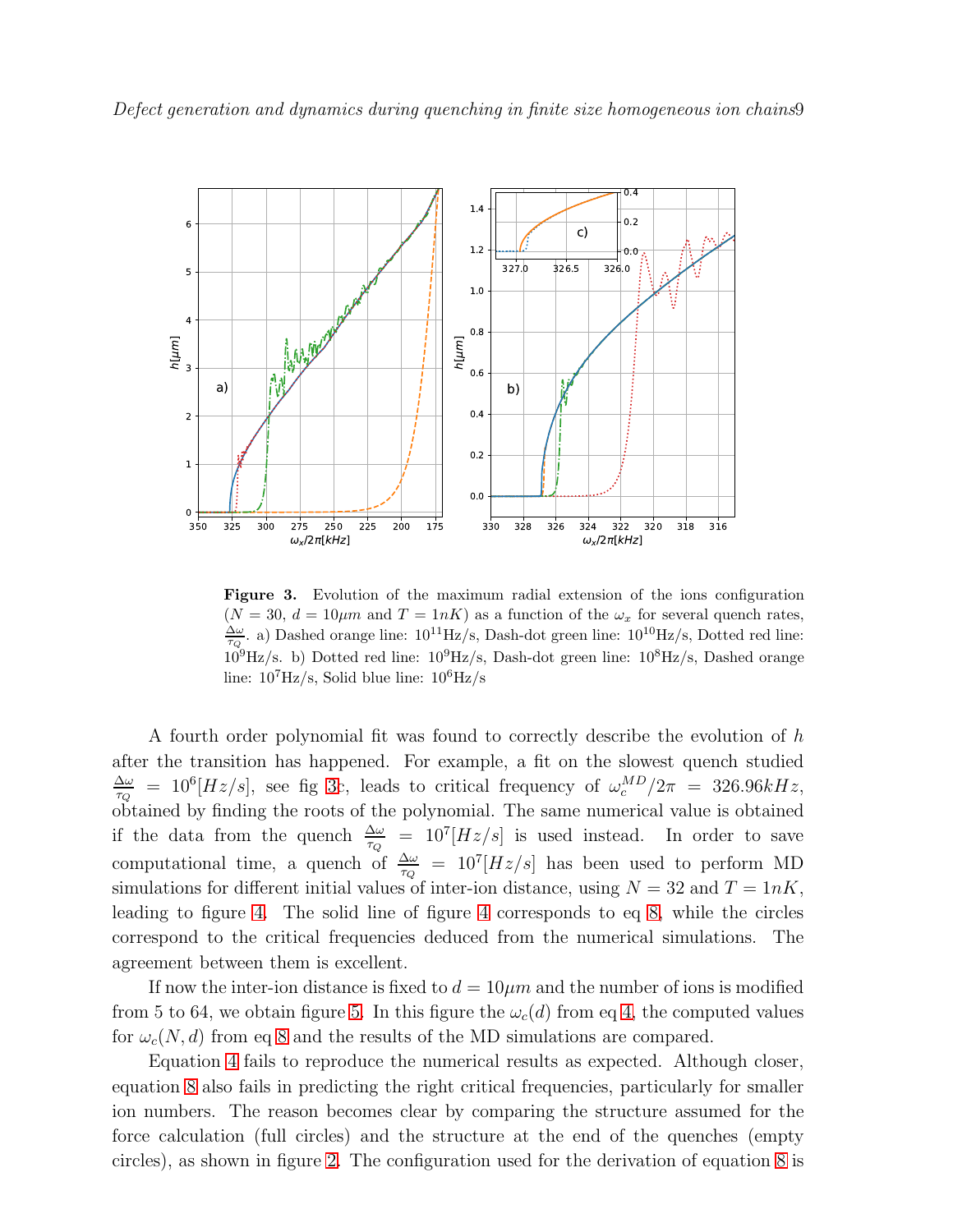**Figure 3.** Evolution of the maximum radial extension of the ions configuration ($N = 30$, $d = 10\mu m$ and $T = 1nK$) as a function of the $\omega_x$ for several quench rates, $\frac{\Delta\omega}{\tau_Q}$. a) Dashed orange line: $10^{11}$Hz/s, Dash-dot green line: $10^{10}$Hz/s, Dotted red line: $10^{9}$Hz/s. b) Dotted red line: $10^{9}$Hz/s, Dash-dot green line: $10^{8}$Hz/s, Dashed orange line: $10^{7}$Hz/s, Solid blue line: $10^{6}$Hz/s

A fourth order polynomial fit was found to correctly describe the evolution of $h$ after the transition has happened. For example, a fit on the slowest quench studied $\frac{\Delta\omega}{\tau_Q} = 10^6[Hz/s]$, see fig 3c, leads to critical frequency of $\omega_c^{MD}/2\pi = 326.96kHz$, obtained by finding the roots of the polynomial. The same numerical value is obtained if the data from the quench $\frac{\Delta\omega}{\tau_Q} = 10^7[Hz/s]$ is used instead. In order to save computational time, a quench of $\frac{\Delta\omega}{\tau_Q} = 10^7[Hz/s]$ has been used to perform MD simulations for different initial values of inter-ion distance, using $N = 32$ and $T = 1nK$, leading to figure 4. The solid line of figure 4 corresponds to eq 8, while the circles correspond to the critical frequencies deduced from the numerical simulations. The agreement between them is excellent.

If now the inter-ion distance is fixed to $d = 10\mu m$ and the number of ions is modified from 5 to 64, we obtain figure 5. In this figure the $\omega_c(d)$ from eq 4, the computed values for $\omega_c(N, d)$ from eq 8 and the results of the MD simulations are compared.

Equation 4 fails to reproduce the numerical results as expected. Although closer, equation 8 also fails in predicting the right critical frequencies, particularly for smaller ion numbers. The reason becomes clear by comparing the structure assumed for the force calculation (full circles) and the structure at the end of the quenches (empty circles), as shown in figure 2. The configuration used for the derivation of equation 8 is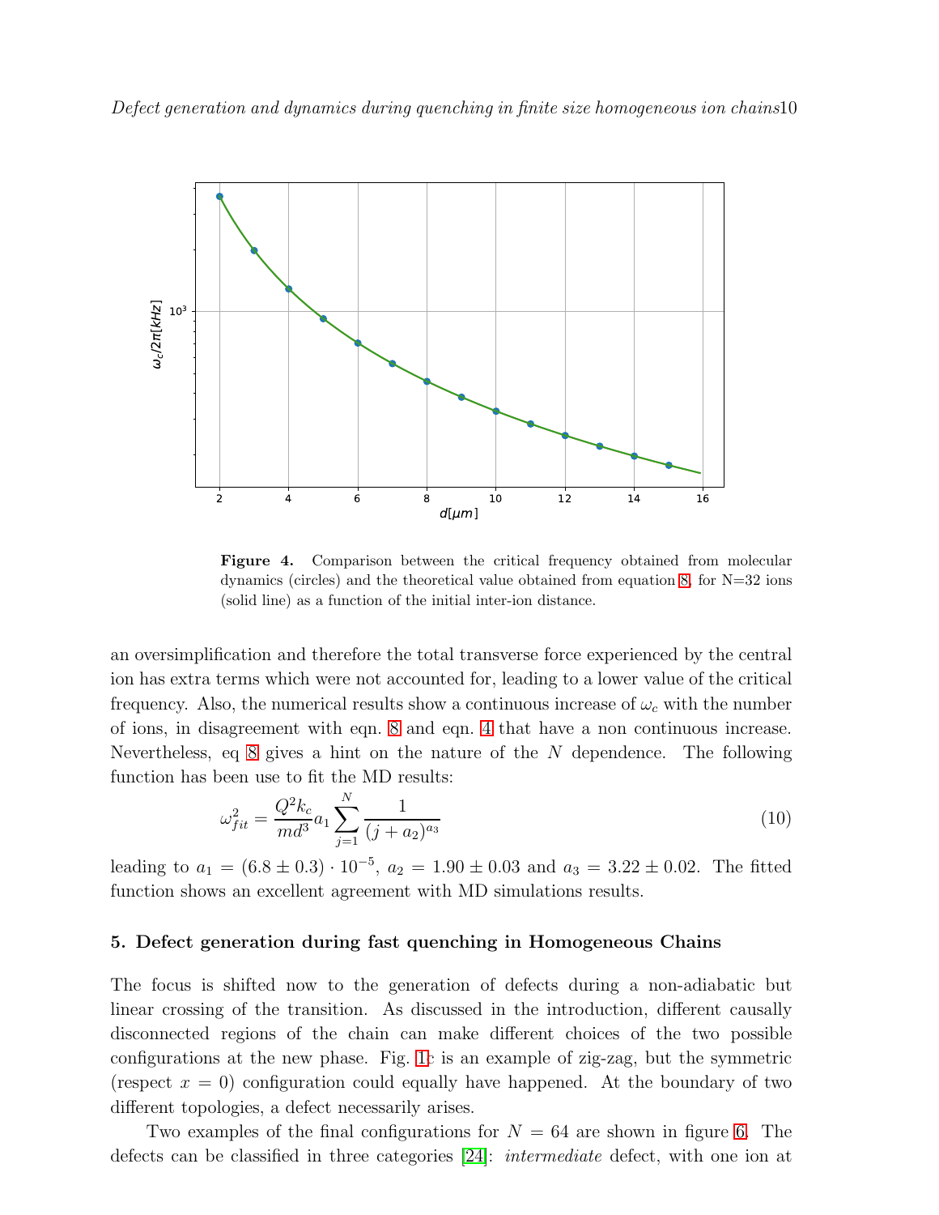**Figure 4.** Comparison between the critical frequency obtained from molecular dynamics (circles) and the theoretical value obtained from equation 8, for N=32 ions (solid line) as a function of the initial inter-ion distance.

an oversimplification and therefore the total transverse force experienced by the central ion has extra terms which were not accounted for, leading to a lower value of the critical frequency. Also, the numerical results show a continuous increase of $\omega_c$ with the number of ions, in disagreement with eqn. 8 and eqn. 4 that have a non continuous increase. Nevertheless, eq 8 gives a hint on the nature of the $N$ dependence. The following function has been use to fit the MD results:

$$\omega_{fit}^2 = \frac{Q^2 k_c}{md^3} a_1 \sum_{j=1}^{N} \frac{1}{(j + a_2)^{a_3}} \tag{10}$$

leading to $a_1 = (6.8 \pm 0.3) \cdot 10^{-5}$, $a_2 = 1.90 \pm 0.03$ and $a_3 = 3.22 \pm 0.02$. The fitted function shows an excellent agreement with MD simulations results.

## 5. Defect generation during fast quenching in Homogeneous Chains

The focus is shifted now to the generation of defects during a non-adiabatic but linear crossing of the transition. As discussed in the introduction, different causally disconnected regions of the chain can make different choices of the two possible configurations at the new phase. Fig. 1c is an example of zig-zag, but the symmetric (respect $x = 0$) configuration could equally have happened. At the boundary of two different topologies, a defect necessarily arises.

Two examples of the final configurations for $N = 64$ are shown in figure 6. The defects can be classified in three categories [24]: *intermediate* defect, with one ion at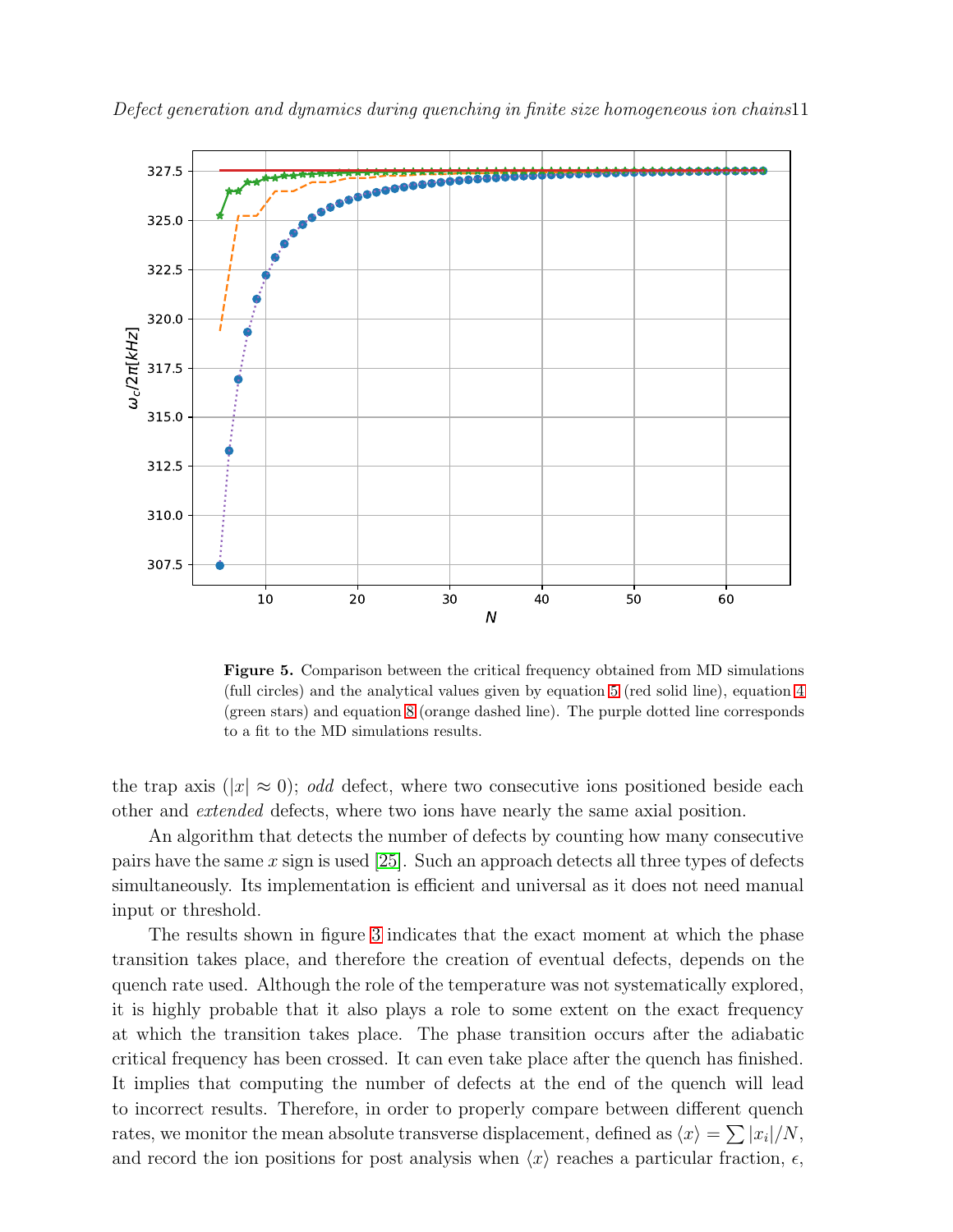**Figure 5.** Comparison between the critical frequency obtained from MD simulations (full circles) and the analytical values given by equation 5 (red solid line), equation 4 (green stars) and equation 8 (orange dashed line). The purple dotted line corresponds to a fit to the MD simulations results.

the trap axis ($|x| \approx 0$); *odd* defect, where two consecutive ions positioned beside each other and *extended* defects, where two ions have nearly the same axial position.

An algorithm that detects the number of defects by counting how many consecutive pairs have the same $x$ sign is used [25]. Such an approach detects all three types of defects simultaneously. Its implementation is efficient and universal as it does not need manual input or threshold.

The results shown in figure 3 indicates that the exact moment at which the phase transition takes place, and therefore the creation of eventual defects, depends on the quench rate used. Although the role of the temperature was not systematically explored, it is highly probable that it also plays a role to some extent on the exact frequency at which the transition takes place. The phase transition occurs after the adiabatic critical frequency has been crossed. It can even take place after the quench has finished. It implies that computing the number of defects at the end of the quench will lead to incorrect results. Therefore, in order to properly compare between different quench rates, we monitor the mean absolute transverse displacement, defined as $\langle x \rangle = \sum |x_i|/N$, and record the ion positions for post analysis when $\langle x \rangle$ reaches a particular fraction, $\epsilon$,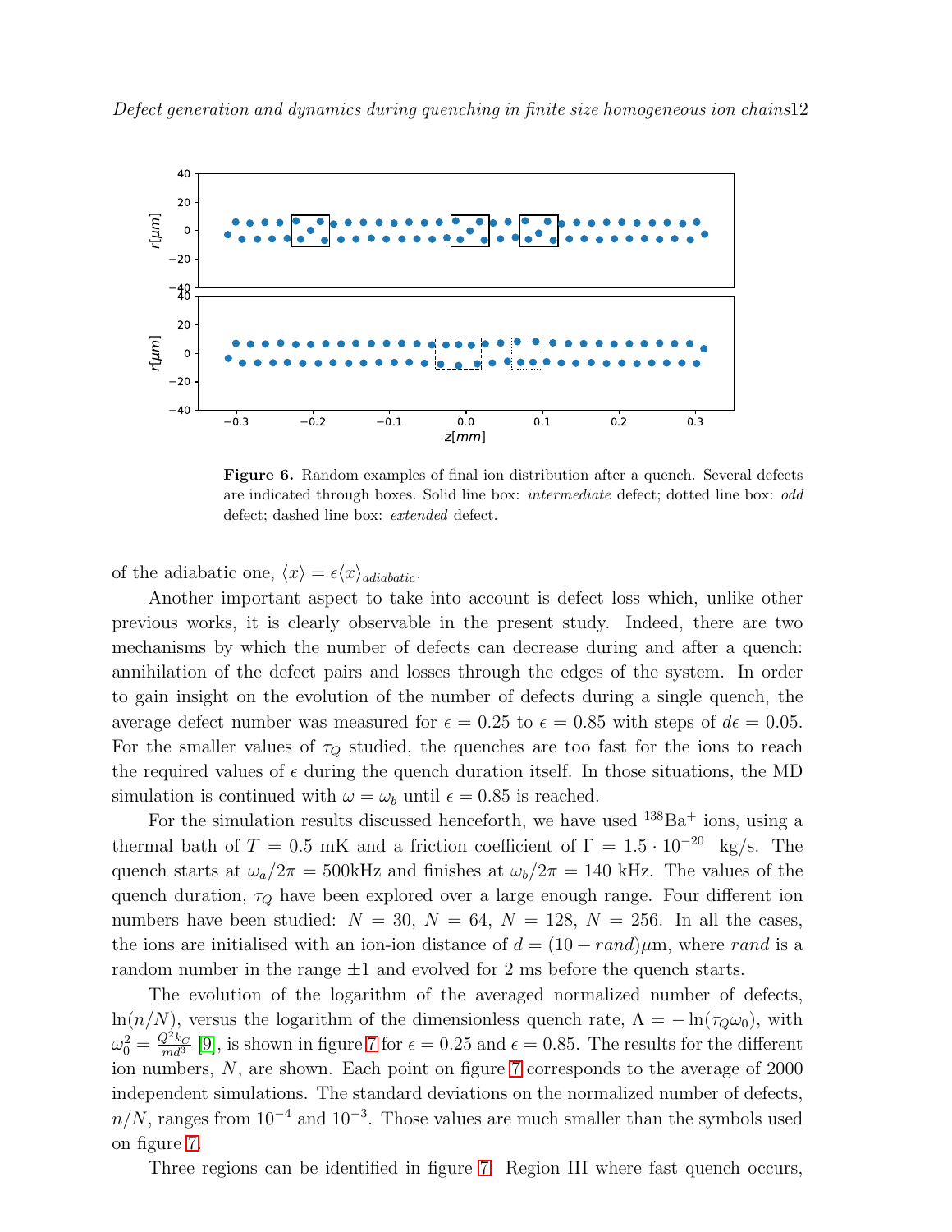**Figure 6.** Random examples of final ion distribution after a quench. Several defects are indicated through boxes. Solid line box: *intermediate* defect; dotted line box: *odd* defect; dashed line box: *extended* defect.

of the adiabatic one, $\langle x \rangle = \epsilon \langle x \rangle_{adiabatic}$.

Another important aspect to take into account is defect loss which, unlike other previous works, it is clearly observable in the present study. Indeed, there are two mechanisms by which the number of defects can decrease during and after a quench: annihilation of the defect pairs and losses through the edges of the system. In order to gain insight on the evolution of the number of defects during a single quench, the average defect number was measured for $\epsilon = 0.25$ to $\epsilon = 0.85$ with steps of $d\epsilon = 0.05$. For the smaller values of $\tau_Q$ studied, the quenches are too fast for the ions to reach the required values of $\epsilon$ during the quench duration itself. In those situations, the MD simulation is continued with $\omega = \omega_b$ until $\epsilon = 0.85$ is reached.

For the simulation results discussed henceforth, we have used $^{138}Ba^{+}$ ions, using a thermal bath of $T = 0.5$ mK and a friction coefficient of $\Gamma = 1.5 \cdot 10^{-20}$ kg/s. The quench starts at $\omega_a/2\pi = 500$kHz and finishes at $\omega_b/2\pi = 140$ kHz. The values of the quench duration, $\tau_Q$ have been explored over a large enough range. Four different ion numbers have been studied: $N = 30$, $N = 64$, $N = 128$, $N = 256$. In all the cases, the ions are initialised with an ion-ion distance of $d = (10 + rand)\mu$m, where $rand$ is a random number in the range $\pm 1$ and evolved for 2 ms before the quench starts.

The evolution of the logarithm of the averaged normalized number of defects, $\ln(n/N)$, versus the logarithm of the dimensionless quench rate, $\Lambda = -\ln(\tau_Q \omega_0)$, with $\omega_0^2 = \frac{Q^2 k_C}{m d^3}$ [9], is shown in figure 7 for $\epsilon = 0.25$ and $\epsilon = 0.85$. The results for the different ion numbers, $N$, are shown. Each point on figure 7 corresponds to the average of 2000 independent simulations. The standard deviations on the normalized number of defects, $n/N$, ranges from $10^{-4}$ and $10^{-3}$. Those values are much smaller than the symbols used on figure 7.

Three regions can be identified in figure 7. Region III where fast quench occurs,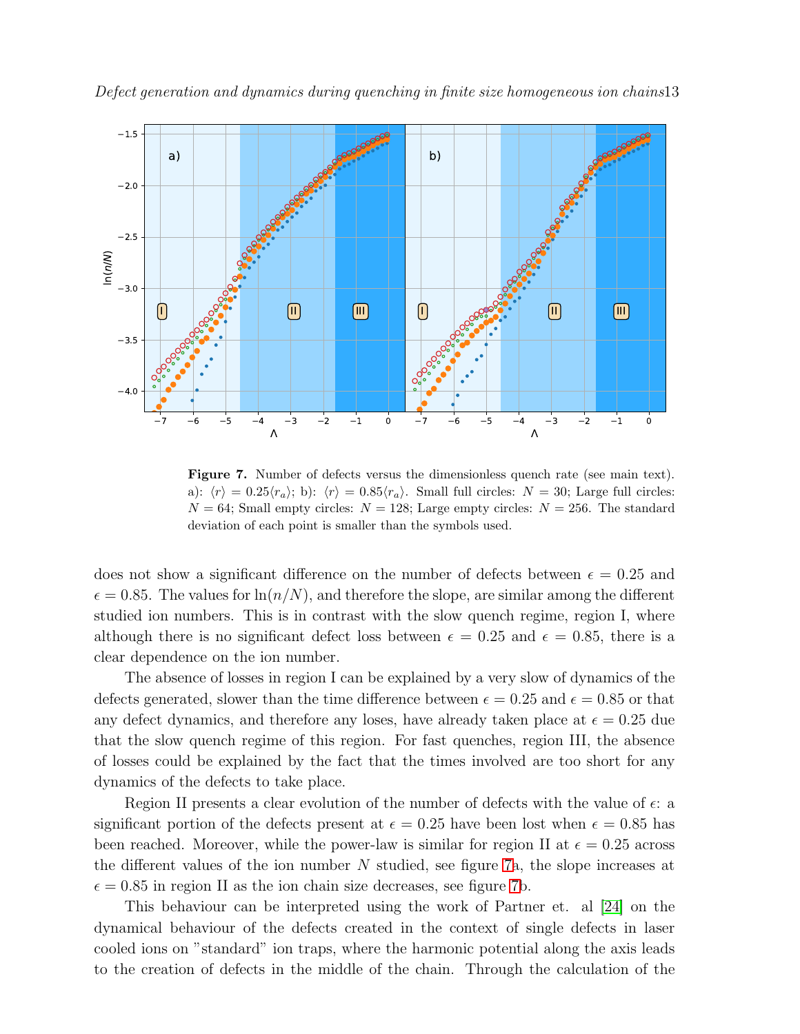**Figure 7.** Number of defects versus the dimensionless quench rate (see main text). a): $\langle r \rangle = 0.25 \langle r_a \rangle$; b): $\langle r \rangle = 0.85 \langle r_a \rangle$. Small full circles: $N = 30$; Large full circles: $N = 64$; Small empty circles: $N = 128$; Large empty circles: $N = 256$. The standard deviation of each point is smaller than the symbols used.

does not show a significant difference on the number of defects between $\epsilon = 0.25$ and $\epsilon = 0.85$. The values for $\ln(n/N)$, and therefore the slope, are similar among the different studied ion numbers. This is in contrast with the slow quench regime, region I, where although there is no significant defect loss between $\epsilon = 0.25$ and $\epsilon = 0.85$, there is a clear dependence on the ion number.

The absence of losses in region I can be explained by a very slow of dynamics of the defects generated, slower than the time difference between $\epsilon = 0.25$ and $\epsilon = 0.85$ or that any defect dynamics, and therefore any loses, have already taken place at $\epsilon = 0.25$ due that the slow quench regime of this region. For fast quenches, region III, the absence of losses could be explained by the fact that the times involved are too short for any dynamics of the defects to take place.

Region II presents a clear evolution of the number of defects with the value of $\epsilon$: a significant portion of the defects present at $\epsilon = 0.25$ have been lost when $\epsilon = 0.85$ has been reached. Moreover, while the power-law is similar for region II at $\epsilon = 0.25$ across the different values of the ion number $N$ studied, see figure 7a, the slope increases at $\epsilon = 0.85$ in region II as the ion chain size decreases, see figure 7b.

This behaviour can be interpreted using the work of Partner et. al [24] on the dynamical behaviour of the defects created in the context of single defects in laser cooled ions on "standard" ion traps, where the harmonic potential along the axis leads to the creation of defects in the middle of the chain. Through the calculation of the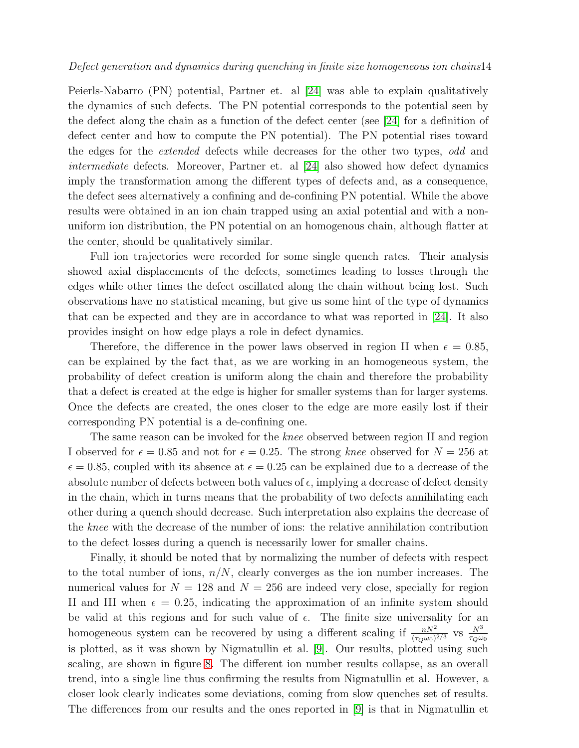Peierls-Nabarro (PN) potential, Partner et. al [24] was able to explain qualitatively the dynamics of such defects. The PN potential corresponds to the potential seen by the defect along the chain as a function of the defect center (see [24] for a definition of defect center and how to compute the PN potential). The PN potential rises toward the edges for the *extended* defects while decreases for the other two types, *odd* and *intermediate* defects. Moreover, Partner et. al [24] also showed how defect dynamics imply the transformation among the different types of defects and, as a consequence, the defect sees alternatively a confining and de-confining PN potential. While the above results were obtained in an ion chain trapped using an axial potential and with a non-uniform ion distribution, the PN potential on an homogenous chain, although flatter at the center, should be qualitatively similar.

Full ion trajectories were recorded for some single quench rates. Their analysis showed axial displacements of the defects, sometimes leading to losses through the edges while other times the defect oscillated along the chain without being lost. Such observations have no statistical meaning, but give us some hint of the type of dynamics that can be expected and they are in accordance to what was reported in [24]. It also provides insight on how edge plays a role in defect dynamics.

Therefore, the difference in the power laws observed in region II when $\epsilon = 0.85$, can be explained by the fact that, as we are working in an homogeneous system, the probability of defect creation is uniform along the chain and therefore the probability that a defect is created at the edge is higher for smaller systems than for larger systems. Once the defects are created, the ones closer to the edge are more easily lost if their corresponding PN potential is a de-confining one.

The same reason can be invoked for the *knee* observed between region II and region I observed for $\epsilon = 0.85$ and not for $\epsilon = 0.25$. The strong *knee* observed for $N = 256$ at $\epsilon = 0.85$, coupled with its absence at $\epsilon = 0.25$ can be explained due to a decrease of the absolute number of defects between both values of $\epsilon$, implying a decrease of defect density in the chain, which in turns means that the probability of two defects annihilating each other during a quench should decrease. Such interpretation also explains the decrease of the *knee* with the decrease of the number of ions: the relative annihilation contribution to the defect losses during a quench is necessarily lower for smaller chains.

Finally, it should be noted that by normalizing the number of defects with respect to the total number of ions, $n/N$, clearly converges as the ion number increases. The numerical values for $N = 128$ and $N = 256$ are indeed very close, specially for region II and III when $\epsilon = 0.25$, indicating the approximation of an infinite system should be valid at this regions and for such value of $\epsilon$. The finite size universality for an homogeneous system can be recovered by using a different scaling if $\frac{nN^2}{(\tau_Q\omega_0)^{2/3}}$ vs $\frac{N^3}{\tau_Q\omega_0}$ is plotted, as it was shown by Nigmatullin et al. [9]. Our results, plotted using such scaling, are shown in figure 8. The different ion number results collapse, as an overall trend, into a single line thus confirming the results from Nigmatullin et al. However, a closer look clearly indicates some deviations, coming from slow quenches set of results. The differences from our results and the ones reported in [9] is that in Nigmatullin et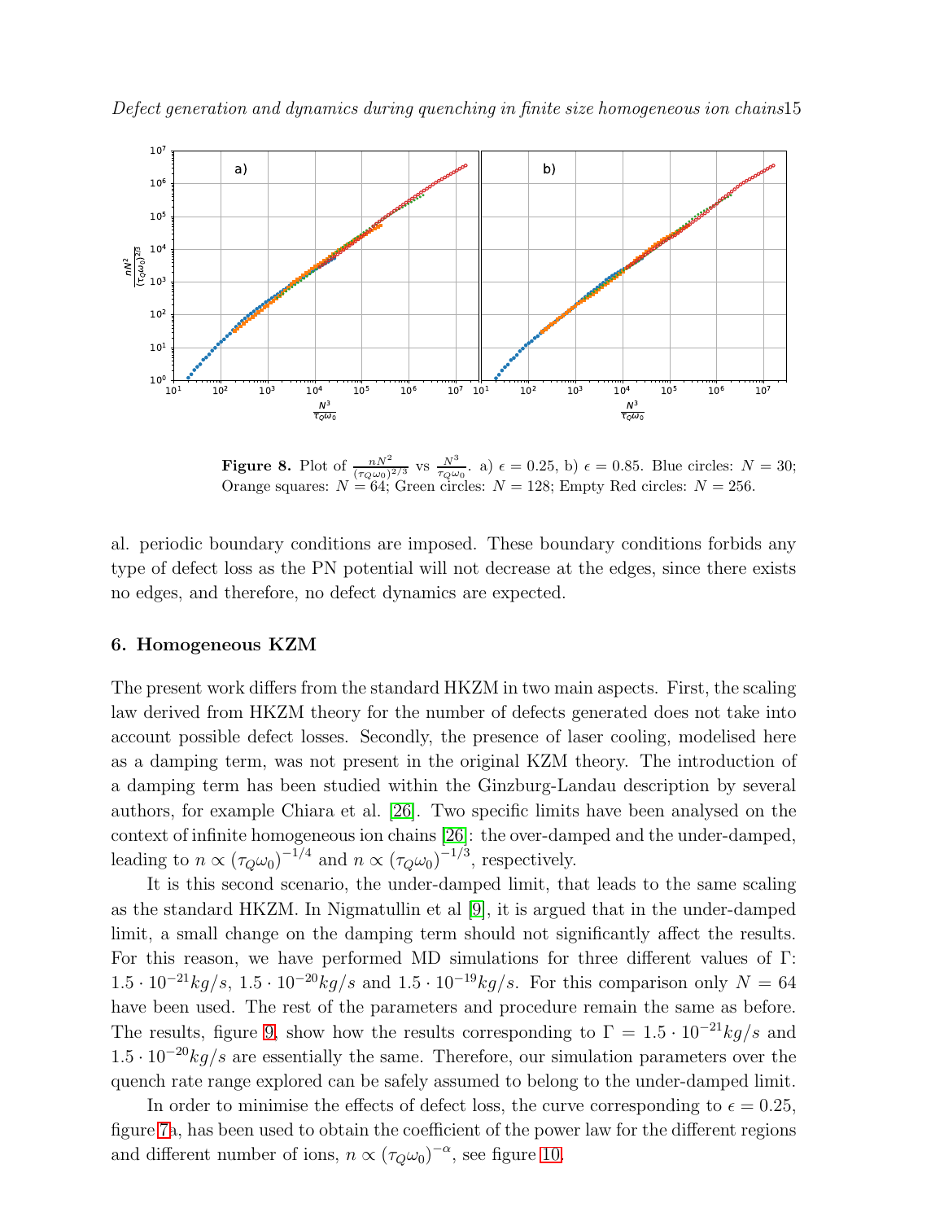**Figure 8.** Plot of $\frac{nN^2}{(\tau_Q\omega_0)^{2/3}}$ vs $\frac{N^3}{\tau_Q\omega_0}$. a) $\epsilon = 0.25$, b) $\epsilon = 0.85$. Blue circles: $N = 30$; Orange squares: $N = 64$; Green circles: $N = 128$; Empty Red circles: $N = 256$.

al. periodic boundary conditions are imposed. These boundary conditions forbids any type of defect loss as the PN potential will not decrease at the edges, since there exists no edges, and therefore, no defect dynamics are expected.

## 6. Homogeneous KZM

The present work differs from the standard HKZM in two main aspects. First, the scaling law derived from HKZM theory for the number of defects generated does not take into account possible defect losses. Secondly, the presence of laser cooling, modelised here as a damping term, was not present in the original KZM theory. The introduction of a damping term has been studied within the Ginzburg-Landau description by several authors, for example Chiara et al. [26]. Two specific limits have been analysed on the context of infinite homogeneous ion chains [26]: the over-damped and the under-damped, leading to $n \propto (\tau_Q\omega_0)^{-1/4}$ and $n \propto (\tau_Q\omega_0)^{-1/3}$, respectively.

It is this second scenario, the under-damped limit, that leads to the same scaling as the standard HKZM. In Nigmatullin et al [9], it is argued that in the under-damped limit, a small change on the damping term should not significantly affect the results. For this reason, we have performed MD simulations for three different values of $\Gamma$: $1.5 \cdot 10^{-21} kg/s$, $1.5 \cdot 10^{-20} kg/s$ and $1.5 \cdot 10^{-19} kg/s$. For this comparison only $N = 64$ have been used. The rest of the parameters and procedure remain the same as before. The results, figure 9, show how the results corresponding to $\Gamma = 1.5 \cdot 10^{-21} kg/s$ and $1.5 \cdot 10^{-20} kg/s$ are essentially the same. Therefore, our simulation parameters over the quench rate range explored can be safely assumed to belong to the under-damped limit.

In order to minimise the effects of defect loss, the curve corresponding to $\epsilon = 0.25$, figure 7a, has been used to obtain the coefficient of the power law for the different regions and different number of ions, $n \propto (\tau_Q\omega_0)^{-\alpha}$, see figure 10.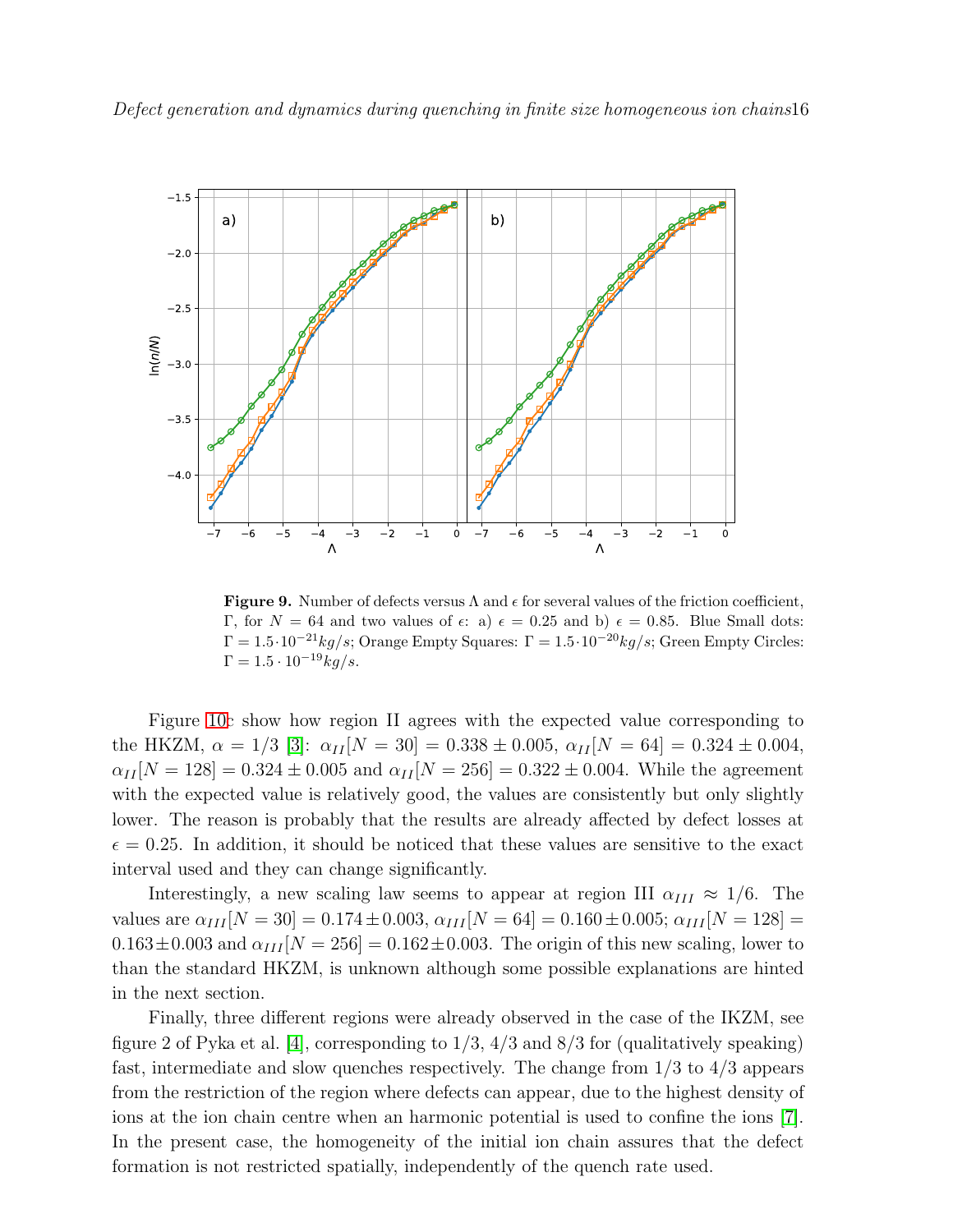**Figure 9.** Number of defects versus $\Lambda$ and $\epsilon$ for several values of the friction coefficient, $\Gamma$, for $N = 64$ and two values of $\epsilon$: a) $\epsilon = 0.25$ and b) $\epsilon = 0.85$. Blue Small dots: $\Gamma = 1.5 \cdot 10^{-21} kg/s$; Orange Empty Squares: $\Gamma = 1.5 \cdot 10^{-20} kg/s$; Green Empty Circles: $\Gamma = 1.5 \cdot 10^{-19} kg/s$.

Figure 10c show how region II agrees with the expected value corresponding to the HKZM, $\alpha = 1/3$ [3]: $\alpha_{II}[N = 30] = 0.338 \pm 0.005$, $\alpha_{II}[N = 64] = 0.324 \pm 0.004$, $\alpha_{II}[N = 128] = 0.324 \pm 0.005$ and $\alpha_{II}[N = 256] = 0.322 \pm 0.004$. While the agreement with the expected value is relatively good, the values are consistently but only slightly lower. The reason is probably that the results are already affected by defect losses at $\epsilon = 0.25$. In addition, it should be noticed that these values are sensitive to the exact interval used and they can change significantly.

Interestingly, a new scaling law seems to appear at region III $\alpha_{III} \approx 1/6$. The values are $\alpha_{III}[N = 30] = 0.174 \pm 0.003$, $\alpha_{III}[N = 64] = 0.160 \pm 0.005$; $\alpha_{III}[N = 128] = 0.163 \pm 0.003$ and $\alpha_{III}[N = 256] = 0.162 \pm 0.003$. The origin of this new scaling, lower to than the standard HKZM, is unknown although some possible explanations are hinted in the next section.

Finally, three different regions were already observed in the case of the IKZM, see figure 2 of Pyka et al. [4], corresponding to 1/3, 4/3 and 8/3 for (qualitatively speaking) fast, intermediate and slow quenches respectively. The change from 1/3 to 4/3 appears from the restriction of the region where defects can appear, due to the highest density of ions at the ion chain centre when an harmonic potential is used to confine the ions [7]. In the present case, the homogeneity of the initial ion chain assures that the defect formation is not restricted spatially, independently of the quench rate used.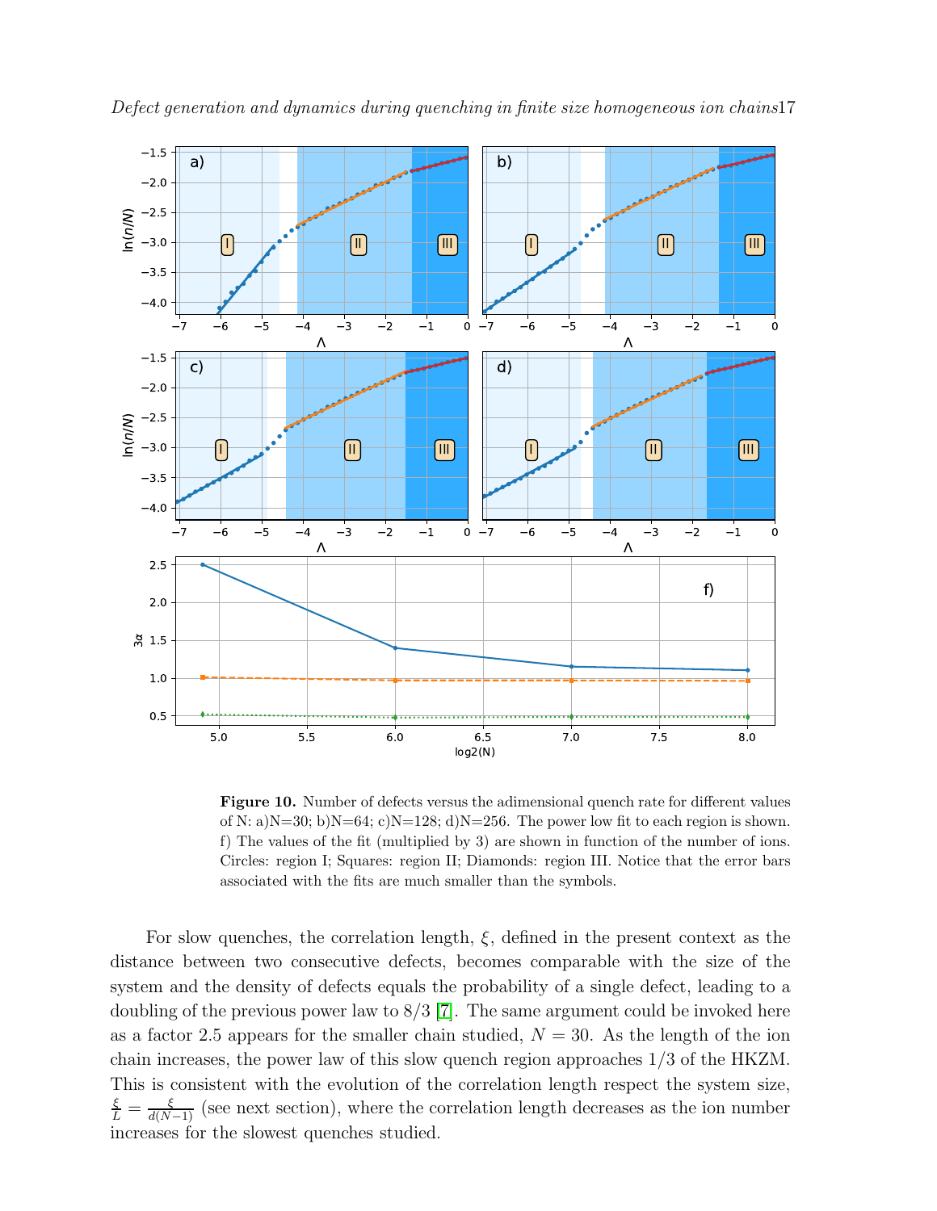**Figure 10.** Number of defects versus the adimensional quench rate for different values of N: a)N=30; b)N=64; c)N=128; d)N=256. The power low fit to each region is shown. f) The values of the fit (multiplied by 3) are shown in function of the number of ions. Circles: region I; Squares: region II; Diamonds: region III. Notice that the error bars associated with the fits are much smaller than the symbols.

For slow quenches, the correlation length, $\xi$, defined in the present context as the distance between two consecutive defects, becomes comparable with the size of the system and the density of defects equals the probability of a single defect, leading to a doubling of the previous power law to 8/3 [7]. The same argument could be invoked here as a factor 2.5 appears for the smaller chain studied, $N = 30$. As the length of the ion chain increases, the power law of this slow quench region approaches 1/3 of the HKZM. This is consistent with the evolution of the correlation length respect the system size, $\frac{\xi}{L} = \frac{\xi}{d(N-1)}$ (see next section), where the correlation length decreases as the ion number increases for the slowest quenches studied.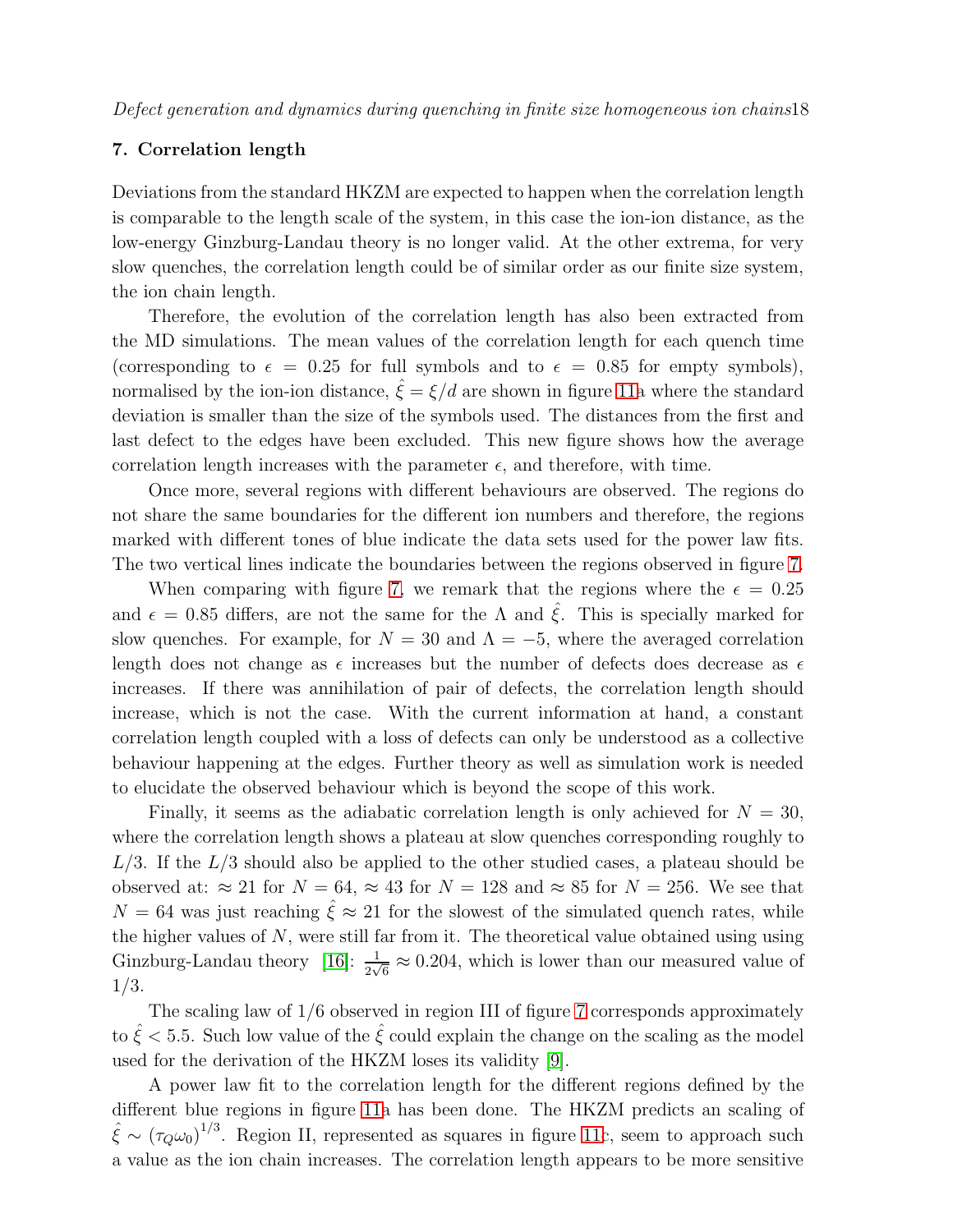## 7. Correlation length

Deviations from the standard HKZM are expected to happen when the correlation length is comparable to the length scale of the system, in this case the ion-ion distance, as the low-energy Ginzburg-Landau theory is no longer valid. At the other extrema, for very slow quenches, the correlation length could be of similar order as our finite size system, the ion chain length.

Therefore, the evolution of the correlation length has also been extracted from the MD simulations. The mean values of the correlation length for each quench time (corresponding to $\epsilon = 0.25$ for full symbols and to $\epsilon = 0.85$ for empty symbols), normalised by the ion-ion distance, $\hat{\xi} = \xi/d$ are shown in figure 11a where the standard deviation is smaller than the size of the symbols used. The distances from the first and last defect to the edges have been excluded. This new figure shows how the average correlation length increases with the parameter $\epsilon$, and therefore, with time.

Once more, several regions with different behaviours are observed. The regions do not share the same boundaries for the different ion numbers and therefore, the regions marked with different tones of blue indicate the data sets used for the power law fits. The two vertical lines indicate the boundaries between the regions observed in figure 7.

When comparing with figure 7, we remark that the regions where the $\epsilon = 0.25$ and $\epsilon = 0.85$ differs, are not the same for the $\Lambda$ and $\hat{\xi}$. This is specially marked for slow quenches. For example, for $N = 30$ and $\Lambda = -5$, where the averaged correlation length does not change as $\epsilon$ increases but the number of defects does decrease as $\epsilon$ increases. If there was annihilation of pair of defects, the correlation length should increase, which is not the case. With the current information at hand, a constant correlation length coupled with a loss of defects can only be understood as a collective behaviour happening at the edges. Further theory as well as simulation work is needed to elucidate the observed behaviour which is beyond the scope of this work.

Finally, it seems as the adiabatic correlation length is only achieved for $N = 30$, where the correlation length shows a plateau at slow quenches corresponding roughly to $L/3$. If the $L/3$ should also be applied to the other studied cases, a plateau should be observed at: $\approx 21$ for $N = 64$, $\approx 43$ for $N = 128$ and $\approx 85$ for $N = 256$. We see that $N = 64$ was just reaching $\hat{\xi} \approx 21$ for the slowest of the simulated quench rates, while the higher values of $N$, were still far from it. The theoretical value obtained using using Ginzburg-Landau theory [16]: $\frac{1}{2\sqrt{6}} \approx 0.204$, which is lower than our measured value of 1/3.

The scaling law of 1/6 observed in region III of figure 7 corresponds approximately to $\hat{\xi} < 5.5$. Such low value of the $\hat{\xi}$ could explain the change on the scaling as the model used for the derivation of the HKZM loses its validity [9].

A power law fit to the correlation length for the different regions defined by the different blue regions in figure 11a has been done. The HKZM predicts an scaling of $\hat{\xi} \sim (\tau_Q\omega_0)^{1/3}$. Region II, represented as squares in figure 11c, seem to approach such a value as the ion chain increases. The correlation length appears to be more sensitive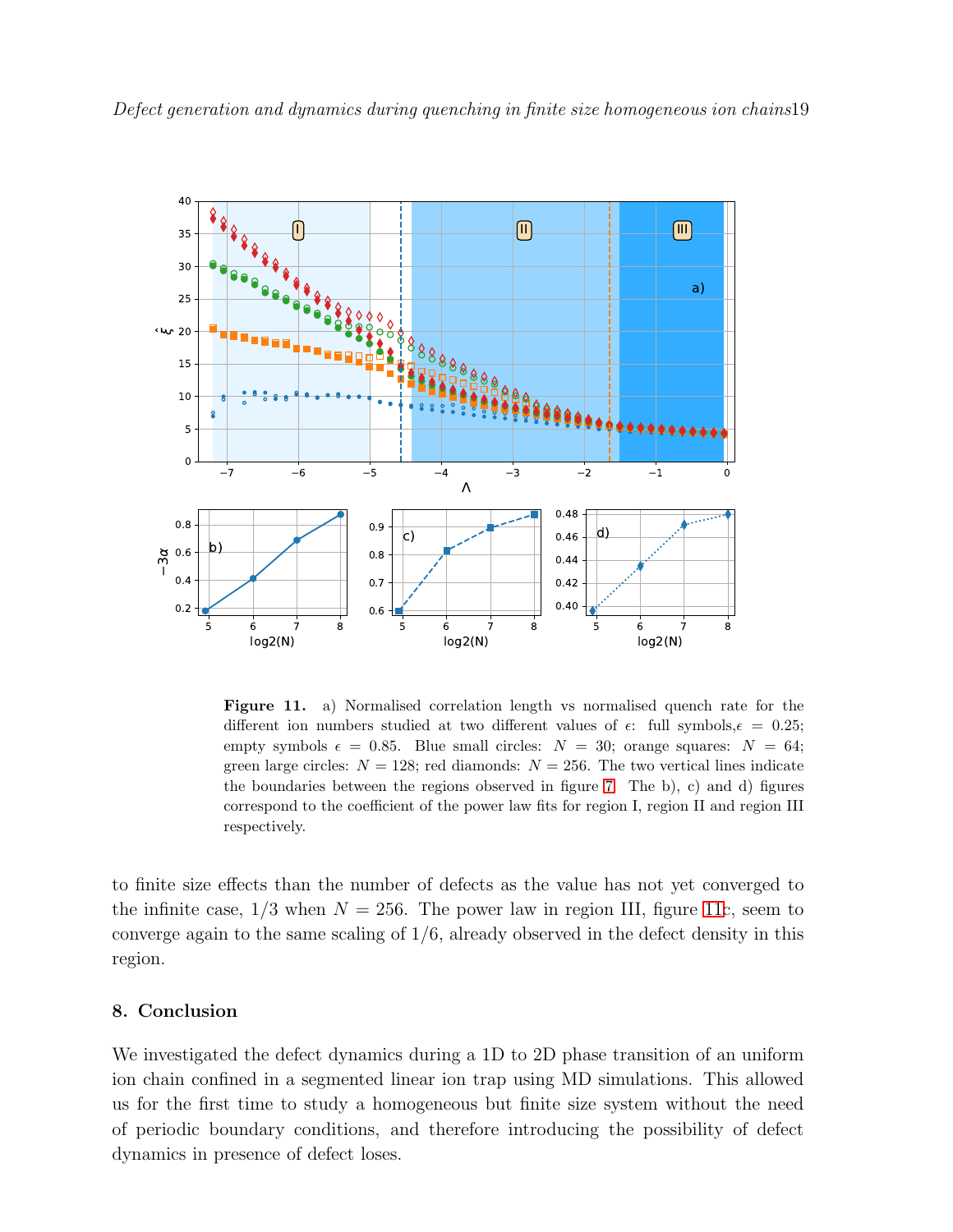**Figure 11.** a) Normalised correlation length vs normalised quench rate for the different ion numbers studied at two different values of $\epsilon$: full symbols, $\epsilon = 0.25$; empty symbols $\epsilon = 0.85$. Blue small circles: $N = 30$; orange squares: $N = 64$; green large circles: $N = 128$; red diamonds: $N = 256$. The two vertical lines indicate the boundaries between the regions observed in figure 7. The b), c) and d) figures correspond to the coefficient of the power law fits for region I, region II and region III respectively.

to finite size effects than the number of defects as the value has not yet converged to the infinite case, $1/3$ when $N = 256$. The power law in region III, figure 11c, seem to converge again to the same scaling of $1/6$, already observed in the defect density in this region.

## 8. Conclusion

We investigated the defect dynamics during a 1D to 2D phase transition of an uniform ion chain confined in a segmented linear ion trap using MD simulations. This allowed us for the first time to study a homogeneous but finite size system without the need of periodic boundary conditions, and therefore introducing the possibility of defect dynamics in presence of defect loses.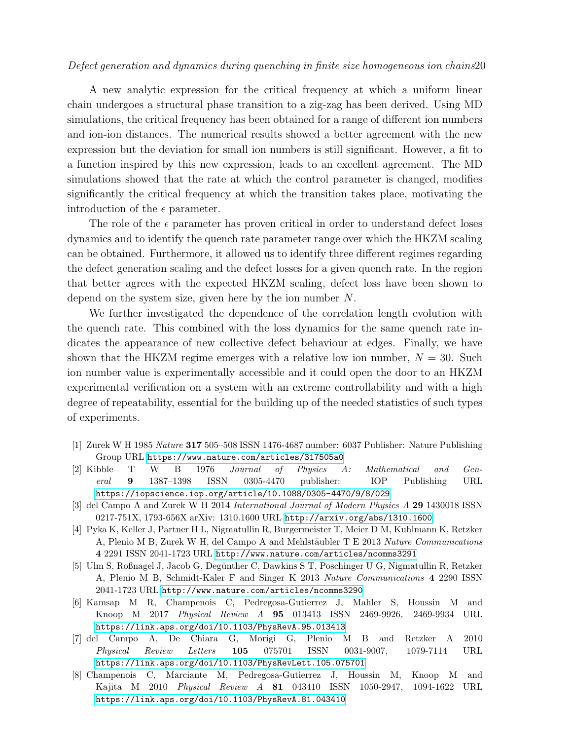A new analytic expression for the critical frequency at which a uniform linear chain undergoes a structural phase transition to a zig-zag has been derived. Using MD simulations, the critical frequency has been obtained for a range of different ion numbers and ion-ion distances. The numerical results showed a better agreement with the new expression but the deviation for small ion numbers is still significant. However, a fit to a function inspired by this new expression, leads to an excellent agreement. The MD simulations showed that the rate at which the control parameter is changed, modifies significantly the critical frequency at which the transition takes place, motivating the introduction of the $\epsilon$ parameter.

The role of the $\epsilon$ parameter has proven critical in order to understand defect loses dynamics and to identify the quench rate parameter range over which the HKZM scaling can be obtained. Furthermore, it allowed us to identify three different regimes regarding the defect generation scaling and the defect losses for a given quench rate. In the region that better agrees with the expected HKZM scaling, defect loss have been shown to depend on the system size, given here by the ion number $N$.

We further investigated the dependence of the correlation length evolution with the quench rate. This combined with the loss dynamics for the same quench rate indicates the appearance of new collective defect behaviour at edges. Finally, we have shown that the HKZM regime emerges with a relative low ion number, $N = 30$. Such ion number value is experimentally accessible and it could open the door to an HKZM experimental verification on a system with an extreme controllability and with a high degree of repeatability, essential for the building up of the needed statistics of such types of experiments.

[1] Zurek W H 1985 *Nature* **317** 505–508 ISSN 1476-4687 number: 6037 Publisher: Nature Publishing Group URL https://www.nature.com/articles/317505a0

[2] Kibble T W B 1976 *Journal of Physics A: Mathematical and General* **9** 1387–1398 ISSN 0305-4470 publisher: IOP Publishing URL https://iopscience.iop.org/article/10.1088/0305-4470/9/8/029

[3] del Campo A and Zurek W H 2014 *International Journal of Modern Physics A* **29** 1430018 ISSN 0217-751X, 1793-656X arXiv: 1310.1600 URL http://arxiv.org/abs/1310.1600

[4] Pyka K, Keller J, Partner H L, Nigmatullin R, Burgermeister T, Meier D M, Kuhlmann K, Retzker A, Plenio M B, Zurek W H, del Campo A and Mehlstäubler T E 2013 *Nature Communications* **4** 2291 ISSN 2041-1723 URL http://www.nature.com/articles/ncomms3291

[5] Ulm S, Roßnagel J, Jacob G, Degünther C, Dawkins S T, Poschinger U G, Nigmatullin R, Retzker A, Plenio M B, Schmidt-Kaler F and Singer K 2013 *Nature Communications* **4** 2290 ISSN 2041-1723 URL http://www.nature.com/articles/ncomms3290

[6] Kamsap M R, Champenois C, Pedregosa-Gutierrez J, Mahler S, Houssin M and Knoop M 2017 *Physical Review A* **95** 013413 ISSN 2469-9926, 2469-9934 URL https://link.aps.org/doi/10.1103/PhysRevA.95.013413

[7] del Campo A, De Chiara G, Morigi G, Plenio M B and Retzker A 2010 *Physical Review Letters* **105** 075701 ISSN 0031-9007, 1079-7114 URL https://link.aps.org/doi/10.1103/PhysRevLett.105.075701

[8] Champenois C, Marciante M, Pedregosa-Gutierrez J, Houssin M, Knoop M and Kajita M 2010 *Physical Review A* **81** 043410 ISSN 1050-2947, 1094-1622 URL https://link.aps.org/doi/10.1103/PhysRevA.81.043410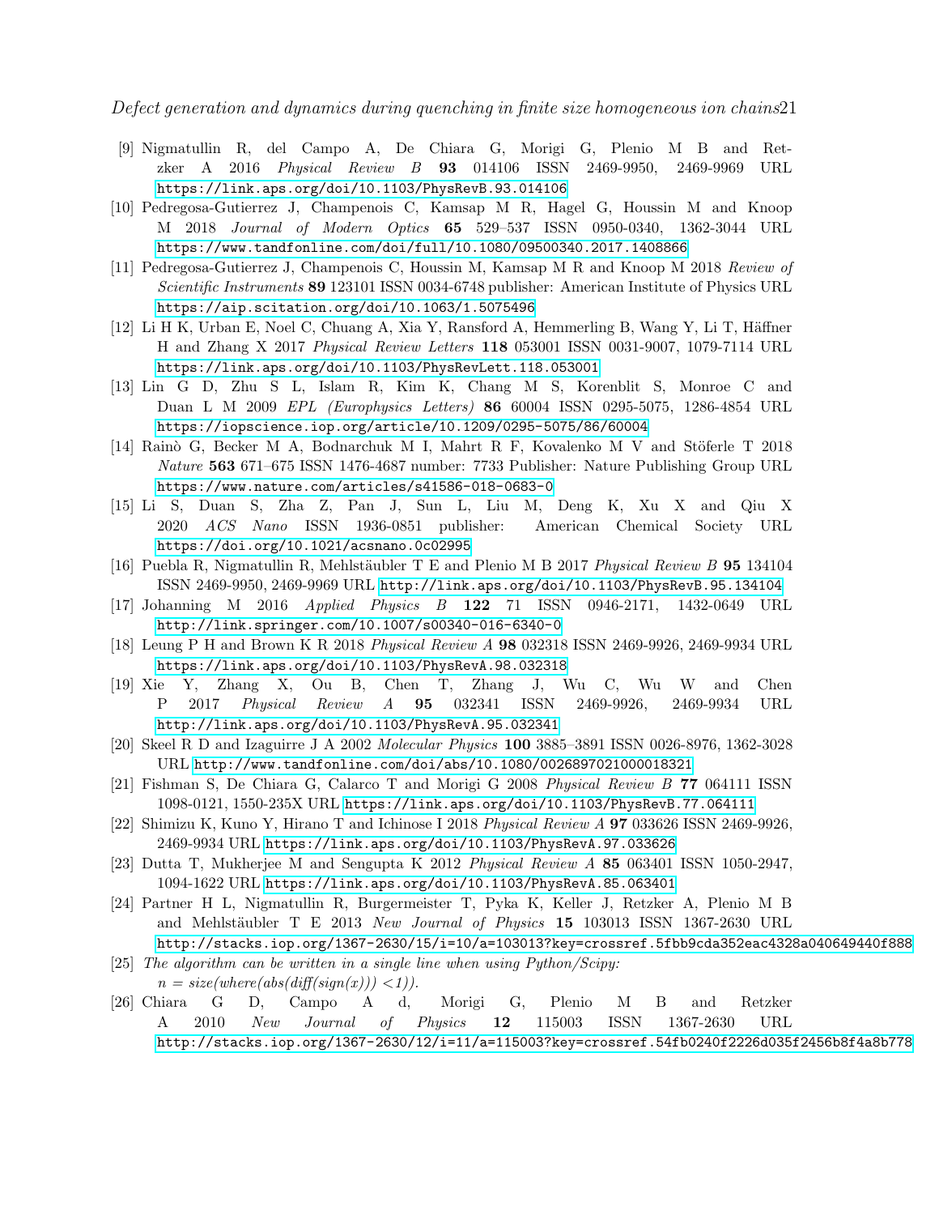[9] Nigmatullin R, del Campo A, De Chiara G, Morigi G, Plenio M B and Retzker A 2016 *Physical Review B* **93** 014106 ISSN 2469-9950, 2469-9969 URL https://link.aps.org/doi/10.1103/PhysRevB.93.014106

[10] Pedregosa-Gutierrez J, Champenois C, Kamsap M R, Hagel G, Houssin M and Knoop M 2018 *Journal of Modern Optics* **65** 529–537 ISSN 0950-0340, 1362-3044 URL https://www.tandfonline.com/doi/full/10.1080/09500340.2017.1408866

[11] Pedregosa-Gutierrez J, Champenois C, Houssin M, Kamsap M R and Knoop M 2018 *Review of Scientific Instruments* **89** 123101 ISSN 0034-6748 publisher: American Institute of Physics URL https://aip.scitation.org/doi/10.1063/1.5075496

[12] Li H K, Urban E, Noel C, Chuang A, Xia Y, Ransford A, Hemmerling B, Wang Y, Li T, Häffner H and Zhang X 2017 *Physical Review Letters* **118** 053001 ISSN 0031-9007, 1079-7114 URL https://link.aps.org/doi/10.1103/PhysRevLett.118.053001

[13] Lin G D, Zhu S L, Islam R, Kim K, Chang M S, Korenblit S, Monroe C and Duan L M 2009 *EPL (Europhysics Letters)* **86** 60004 ISSN 0295-5075, 1286-4854 URL https://iopscience.iop.org/article/10.1209/0295-5075/86/60004

[14] Rainò G, Becker M A, Bodnarchuk M I, Mahrt R F, Kovalenko M V and Stöferle T 2018 *Nature* **563** 671–675 ISSN 1476-4687 number: 7733 Publisher: Nature Publishing Group URL https://www.nature.com/articles/s41586-018-0683-0

[15] Li S, Duan S, Zha Z, Pan J, Sun L, Liu M, Deng K, Xu X and Qiu X 2020 *ACS Nano* ISSN 1936-0851 publisher: American Chemical Society URL https://doi.org/10.1021/acsnano.0c02995

[16] Puebla R, Nigmatullin R, Mehlstäubler T E and Plenio M B 2017 *Physical Review B* **95** 134104 ISSN 2469-9950, 2469-9969 URL http://link.aps.org/doi/10.1103/PhysRevB.95.134104

[17] Johanning M 2016 *Applied Physics B* **122** 71 ISSN 0946-2171, 1432-0649 URL http://link.springer.com/10.1007/s00340-016-6340-0

[18] Leung P H and Brown K R 2018 *Physical Review A* **98** 032318 ISSN 2469-9926, 2469-9934 URL https://link.aps.org/doi/10.1103/PhysRevA.98.032318

[19] Xie Y, Zhang X, Ou B, Chen T, Zhang J, Wu C, Wu W and Chen P 2017 *Physical Review A* **95** 032341 ISSN 2469-9926, 2469-9934 URL http://link.aps.org/doi/10.1103/PhysRevA.95.032341

[20] Skeel R D and Izaguirre J A 2002 *Molecular Physics* **100** 3885–3891 ISSN 0026-8976, 1362-3028 URL http://www.tandfonline.com/doi/abs/10.1080/0026897021000018321

[21] Fishman S, De Chiara G, Calarco T and Morigi G 2008 *Physical Review B* **77** 064111 ISSN 1098-0121, 1550-235X URL https://link.aps.org/doi/10.1103/PhysRevB.77.064111

[22] Shimizu K, Kuno Y, Hirano T and Ichinose I 2018 *Physical Review A* **97** 033626 ISSN 2469-9926, 2469-9934 URL https://link.aps.org/doi/10.1103/PhysRevA.97.033626

[23] Dutta T, Mukherjee M and Sengupta K 2012 *Physical Review A* **85** 063401 ISSN 1050-2947, 1094-1622 URL https://link.aps.org/doi/10.1103/PhysRevA.85.063401

[24] Partner H L, Nigmatullin R, Burgermeister T, Pyka K, Keller J, Retzker A, Plenio M B and Mehlstäubler T E 2013 *New Journal of Physics* **15** 103013 ISSN 1367-2630 URL http://stacks.iop.org/1367-2630/15/i=10/a=103013?key=crossref.5fbb9cda352eac4328a040649440f888

[25] *The algorithm can be written in a single line when using Python/Scipy:*
*n = size(where(abs(diff(sign(x))) <1)).*

[26] Chiara G D, Campo A d, Morigi G, Plenio M B and Retzker A 2010 *New Journal of Physics* **12** 115003 ISSN 1367-2630 URL http://stacks.iop.org/1367-2630/12/i=11/a=115003?key=crossref.54fb0240f2226d035f2456b8f4a8b778